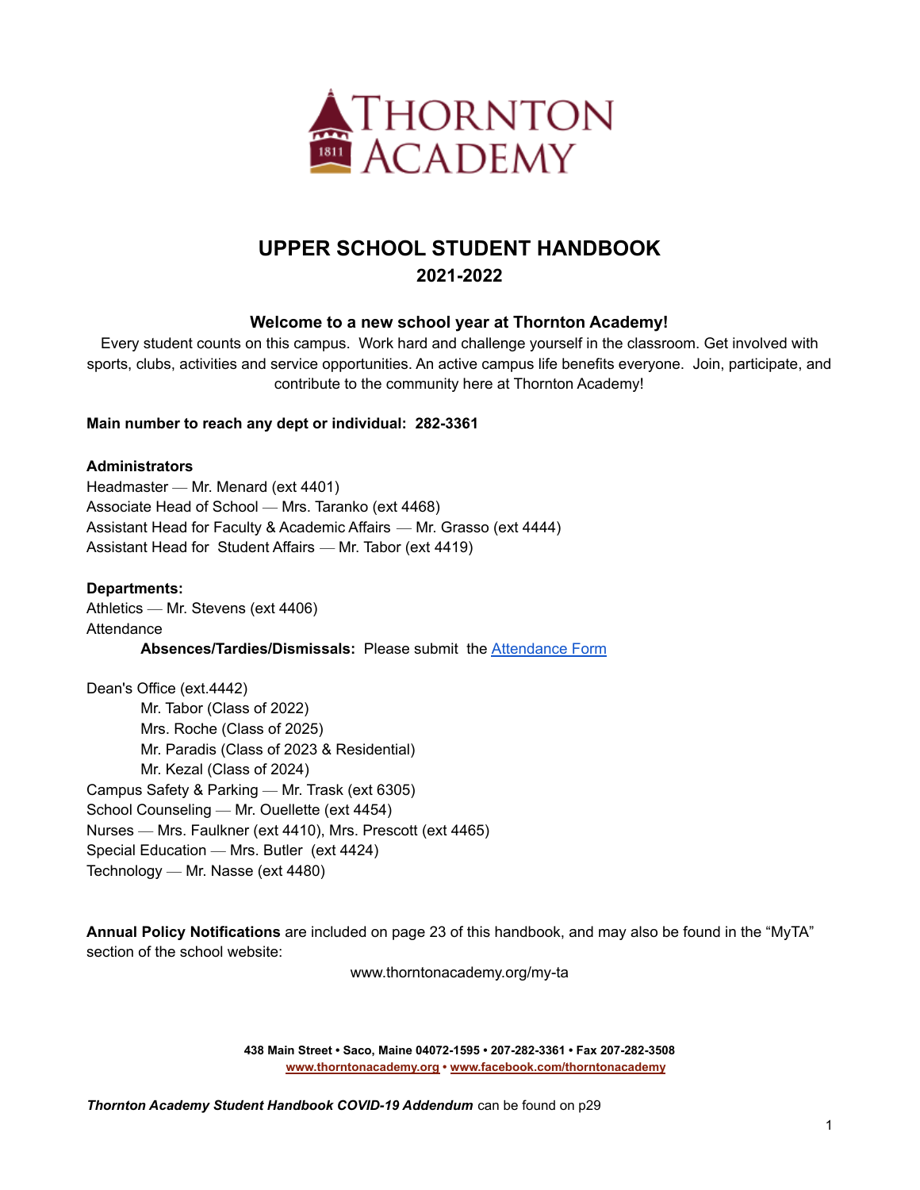# UPPER SCHOOL STUDENT HANDBOOK
## 2021-2022

### Welcome to a new school year at Thornton Academy!

Every student counts on this campus. Work hard and challenge yourself in the classroom. Get involved with sports, clubs, activities and service opportunities. An active campus life benefits everyone. Join, participate, and contribute to the community here at Thornton Academy!

**Main number to reach any dept or individual: 282-3361**

**Administrators**

Headmaster — Mr. Menard (ext 4401)
Associate Head of School — Mrs. Taranko (ext 4468)
Assistant Head for Faculty & Academic Affairs — Mr. Grasso (ext 4444)
Assistant Head for Student Affairs — Mr. Tabor (ext 4419)

**Departments:**

Athletics — Mr. Stevens (ext 4406)
Attendance

**Absences/Tardies/Dismissals:** Please submit the Attendance Form

Dean's Office (ext.4442)

Mr. Tabor (Class of 2022)
Mrs. Roche (Class of 2025)
Mr. Paradis (Class of 2023 & Residential)
Mr. Kezal (Class of 2024)

Campus Safety & Parking — Mr. Trask (ext 6305)
School Counseling — Mr. Ouellette (ext 4454)
Nurses — Mrs. Faulkner (ext 4410), Mrs. Prescott (ext 4465)
Special Education — Mrs. Butler (ext 4424)
Technology — Mr. Nasse (ext 4480)

**Annual Policy Notifications** are included on page 23 of this handbook, and may also be found in the "MyTA" section of the school website:

www.thorntonacademy.org/my-ta

**438 Main Street • Saco, Maine 04072-1595 • 207-282-3361 • Fax 207-282-3508**
**www.thorntonacademy.org • www.facebook.com/thorntonacademy**

***Thornton Academy Student Handbook COVID-19 Addendum*** can be found on p29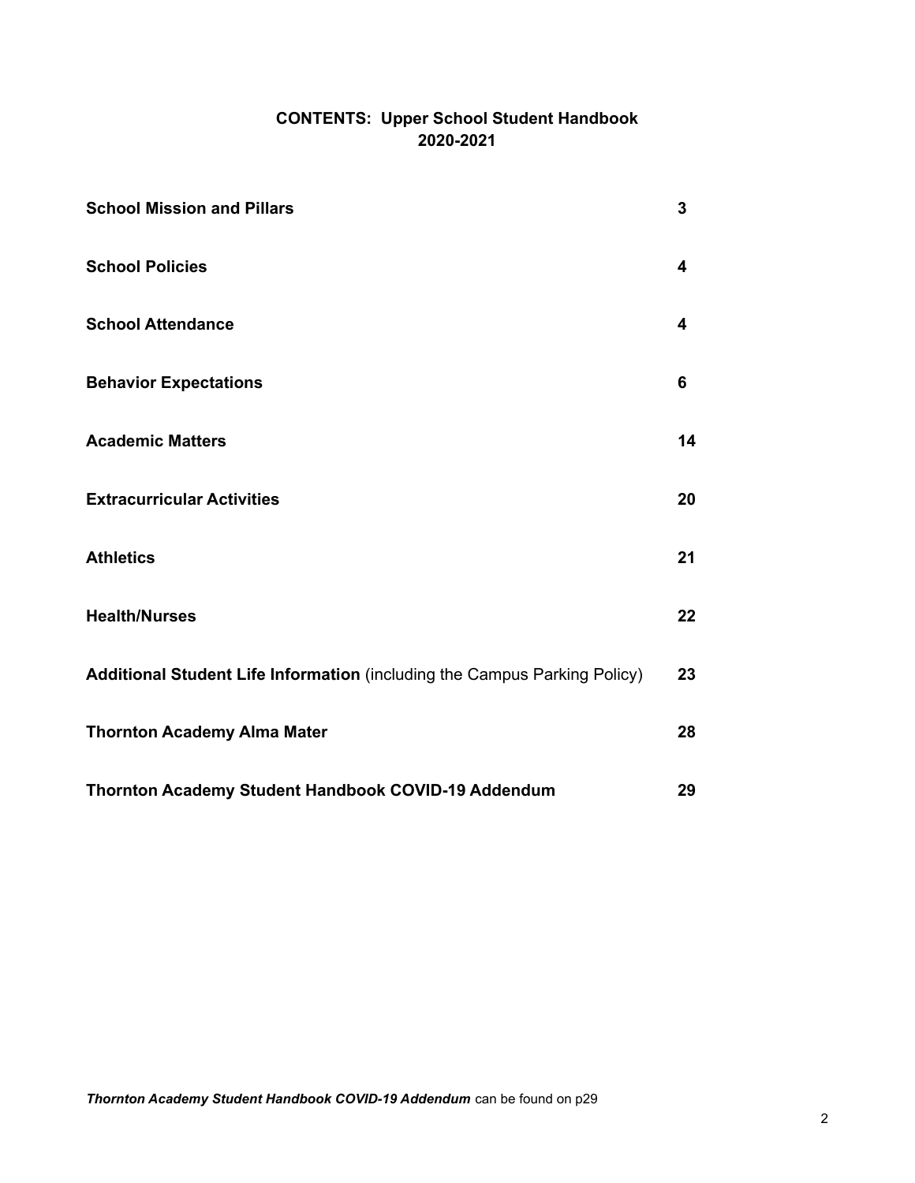# CONTENTS: Upper School Student Handbook 2020-2021

| | |
|---|---|
| **School Mission and Pillars** | **3** |
| **School Policies** | **4** |
| **School Attendance** | **4** |
| **Behavior Expectations** | **6** |
| **Academic Matters** | **14** |
| **Extracurricular Activities** | **20** |
| **Athletics** | **21** |
| **Health/Nurses** | **22** |
| **Additional Student Life Information** (including the Campus Parking Policy) | **23** |
| **Thornton Academy Alma Mater** | **28** |
| **Thornton Academy Student Handbook COVID-19 Addendum** | **29** |

***Thornton Academy Student Handbook COVID-19 Addendum*** can be found on p29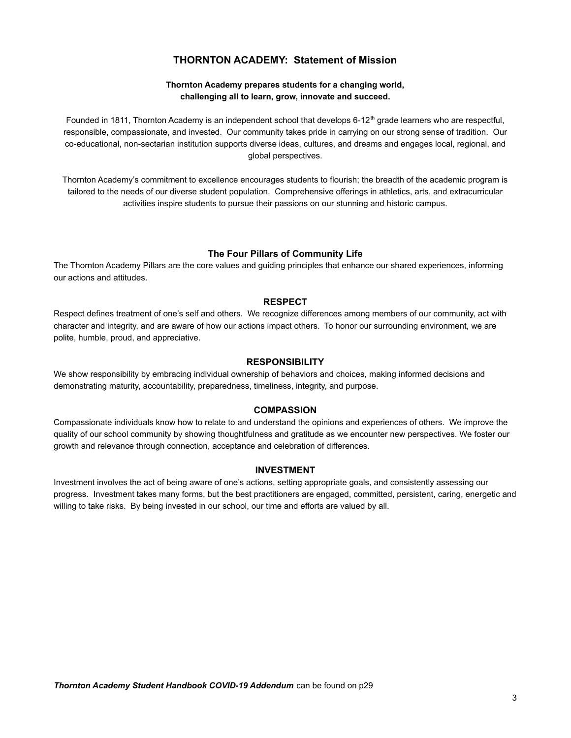# THORNTON ACADEMY: Statement of Mission

**Thornton Academy prepares students for a changing world, challenging all to learn, grow, innovate and succeed.**

Founded in 1811, Thornton Academy is an independent school that develops 6-12th grade learners who are respectful, responsible, compassionate, and invested. Our community takes pride in carrying on our strong sense of tradition. Our co-educational, non-sectarian institution supports diverse ideas, cultures, and dreams and engages local, regional, and global perspectives.

Thornton Academy's commitment to excellence encourages students to flourish; the breadth of the academic program is tailored to the needs of our diverse student population. Comprehensive offerings in athletics, arts, and extracurricular activities inspire students to pursue their passions on our stunning and historic campus.

## The Four Pillars of Community Life

The Thornton Academy Pillars are the core values and guiding principles that enhance our shared experiences, informing our actions and attitudes.

### RESPECT

Respect defines treatment of one's self and others. We recognize differences among members of our community, act with character and integrity, and are aware of how our actions impact others. To honor our surrounding environment, we are polite, humble, proud, and appreciative.

### RESPONSIBILITY

We show responsibility by embracing individual ownership of behaviors and choices, making informed decisions and demonstrating maturity, accountability, preparedness, timeliness, integrity, and purpose.

### COMPASSION

Compassionate individuals know how to relate to and understand the opinions and experiences of others. We improve the quality of our school community by showing thoughtfulness and gratitude as we encounter new perspectives. We foster our growth and relevance through connection, acceptance and celebration of differences.

### INVESTMENT

Investment involves the act of being aware of one's actions, setting appropriate goals, and consistently assessing our progress. Investment takes many forms, but the best practitioners are engaged, committed, persistent, caring, energetic and willing to take risks. By being invested in our school, our time and efforts are valued by all.

***Thornton Academy Student Handbook COVID-19 Addendum*** can be found on p29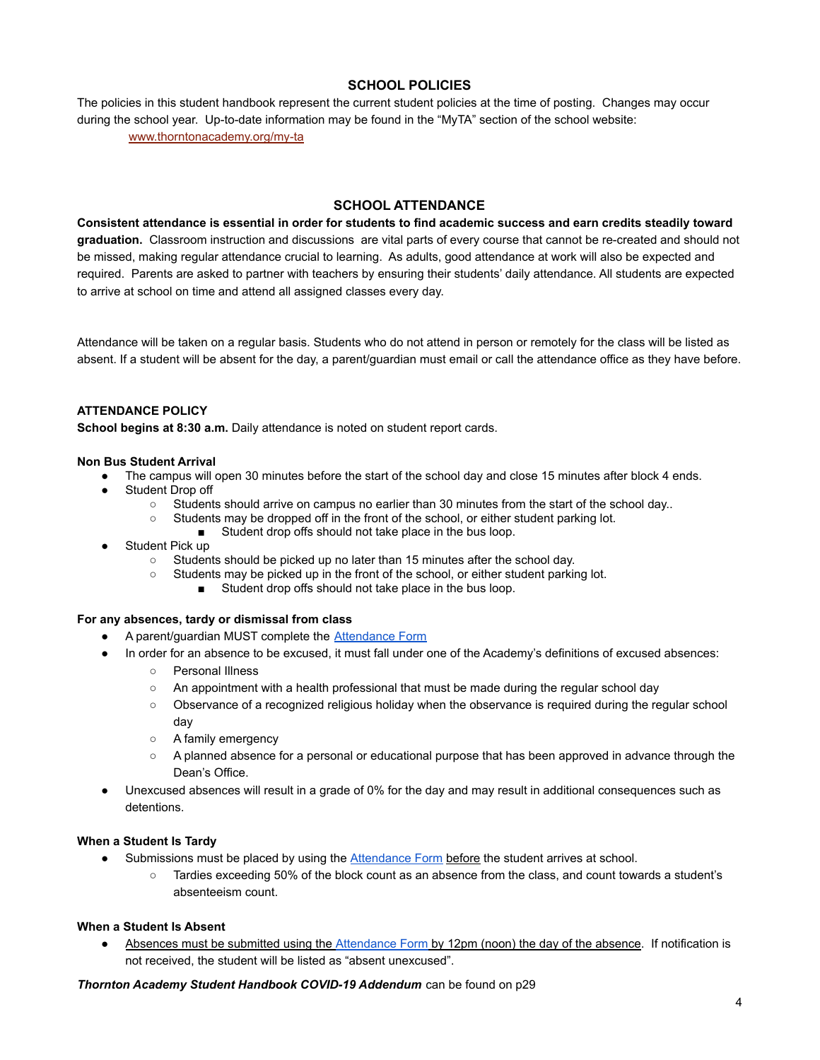## SCHOOL POLICIES

The policies in this student handbook represent the current student policies at the time of posting. Changes may occur during the school year. Up-to-date information may be found in the "MyTA" section of the school website:

www.thorntonacademy.org/my-ta

## SCHOOL ATTENDANCE

**Consistent attendance is essential in order for students to find academic success and earn credits steadily toward graduation.** Classroom instruction and discussions are vital parts of every course that cannot be re-created and should not be missed, making regular attendance crucial to learning. As adults, good attendance at work will also be expected and required. Parents are asked to partner with teachers by ensuring their students' daily attendance. All students are expected to arrive at school on time and attend all assigned classes every day.

Attendance will be taken on a regular basis. Students who do not attend in person or remotely for the class will be listed as absent. If a student will be absent for the day, a parent/guardian must email or call the attendance office as they have before.

### ATTENDANCE POLICY

**School begins at 8:30 a.m.** Daily attendance is noted on student report cards.

**Non Bus Student Arrival**

- The campus will open 30 minutes before the start of the school day and close 15 minutes after block 4 ends.
- Student Drop off
  - Students should arrive on campus no earlier than 30 minutes from the start of the school day..
  - Students may be dropped off in the front of the school, or either student parking lot.
    - Student drop offs should not take place in the bus loop.
- Student Pick up
  - Students should be picked up no later than 15 minutes after the school day.
  - Students may be picked up in the front of the school, or either student parking lot.
    - Student drop offs should not take place in the bus loop.

**For any absences, tardy or dismissal from class**

- A parent/guardian MUST complete the Attendance Form
- In order for an absence to be excused, it must fall under one of the Academy's definitions of excused absences:
  - Personal Illness
  - An appointment with a health professional that must be made during the regular school day
  - Observance of a recognized religious holiday when the observance is required during the regular school day
  - A family emergency
  - A planned absence for a personal or educational purpose that has been approved in advance through the Dean's Office.
- Unexcused absences will result in a grade of 0% for the day and may result in additional consequences such as detentions.

**When a Student Is Tardy**

- Submissions must be placed by using the Attendance Form before the student arrives at school.
  - Tardies exceeding 50% of the block count as an absence from the class, and count towards a student's absenteeism count.

**When a Student Is Absent**

- Absences must be submitted using the Attendance Form by 12pm (noon) the day of the absence. If notification is not received, the student will be listed as "absent unexcused".

***Thornton Academy Student Handbook COVID-19 Addendum*** can be found on p29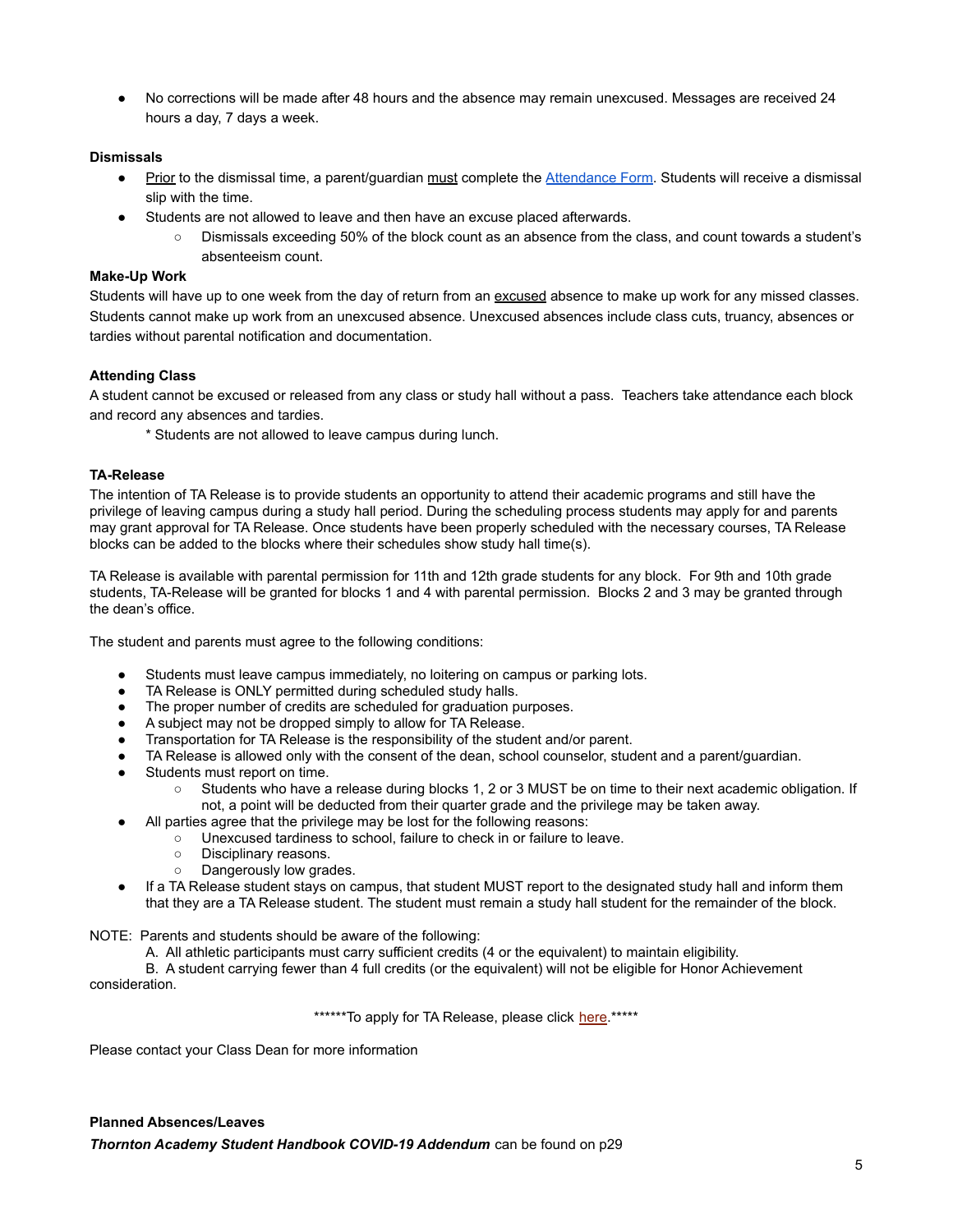- No corrections will be made after 48 hours and the absence may remain unexcused. Messages are received 24 hours a day, 7 days a week.

**Dismissals**

- Prior to the dismissal time, a parent/guardian must complete the Attendance Form. Students will receive a dismissal slip with the time.
- Students are not allowed to leave and then have an excuse placed afterwards.
    - Dismissals exceeding 50% of the block count as an absence from the class, and count towards a student's absenteeism count.

**Make-Up Work**

Students will have up to one week from the day of return from an excused absence to make up work for any missed classes. Students cannot make up work from an unexcused absence. Unexcused absences include class cuts, truancy, absences or tardies without parental notification and documentation.

**Attending Class**

A student cannot be excused or released from any class or study hall without a pass. Teachers take attendance each block and record any absences and tardies.

* Students are not allowed to leave campus during lunch.

**TA-Release**

The intention of TA Release is to provide students an opportunity to attend their academic programs and still have the privilege of leaving campus during a study hall period. During the scheduling process students may apply for and parents may grant approval for TA Release. Once students have been properly scheduled with the necessary courses, TA Release blocks can be added to the blocks where their schedules show study hall time(s).

TA Release is available with parental permission for 11th and 12th grade students for any block. For 9th and 10th grade students, TA-Release will be granted for blocks 1 and 4 with parental permission. Blocks 2 and 3 may be granted through the dean's office.

The student and parents must agree to the following conditions:

- Students must leave campus immediately, no loitering on campus or parking lots.
- TA Release is ONLY permitted during scheduled study halls.
- The proper number of credits are scheduled for graduation purposes.
- A subject may not be dropped simply to allow for TA Release.
- Transportation for TA Release is the responsibility of the student and/or parent.
- TA Release is allowed only with the consent of the dean, school counselor, student and a parent/guardian.
- Students must report on time.
    - Students who have a release during blocks 1, 2 or 3 MUST be on time to their next academic obligation. If not, a point will be deducted from their quarter grade and the privilege may be taken away.
- All parties agree that the privilege may be lost for the following reasons:
    - Unexcused tardiness to school, failure to check in or failure to leave.
    - Disciplinary reasons.
    - Dangerously low grades.
- If a TA Release student stays on campus, that student MUST report to the designated study hall and inform them that they are a TA Release student. The student must remain a study hall student for the remainder of the block.

NOTE: Parents and students should be aware of the following:

A. All athletic participants must carry sufficient credits (4 or the equivalent) to maintain eligibility.

B. A student carrying fewer than 4 full credits (or the equivalent) will not be eligible for Honor Achievement consideration.

******To apply for TA Release, please click here.*****

Please contact your Class Dean for more information

**Planned Absences/Leaves**

***Thornton Academy Student Handbook COVID-19 Addendum*** can be found on p29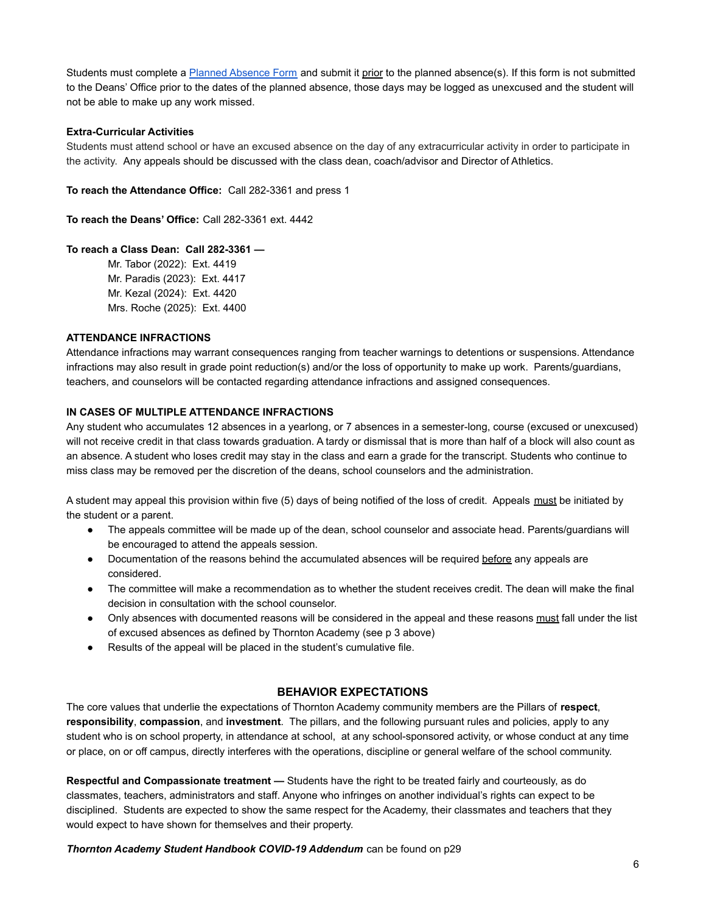Students must complete a [Planned Absence Form]() and submit it prior to the planned absence(s). If this form is not submitted to the Deans' Office prior to the dates of the planned absence, those days may be logged as unexcused and the student will not be able to make up any work missed.

**Extra-Curricular Activities**

Students must attend school or have an excused absence on the day of any extracurricular activity in order to participate in the activity. Any appeals should be discussed with the class dean, coach/advisor and Director of Athletics.

**To reach the Attendance Office:** Call 282-3361 and press 1

**To reach the Deans' Office:** Call 282-3361 ext. 4442

**To reach a Class Dean: Call 282-3361 —**

Mr. Tabor (2022): Ext. 4419
Mr. Paradis (2023): Ext. 4417
Mr. Kezal (2024): Ext. 4420
Mrs. Roche (2025): Ext. 4400

**ATTENDANCE INFRACTIONS**

Attendance infractions may warrant consequences ranging from teacher warnings to detentions or suspensions. Attendance infractions may also result in grade point reduction(s) and/or the loss of opportunity to make up work. Parents/guardians, teachers, and counselors will be contacted regarding attendance infractions and assigned consequences.

**IN CASES OF MULTIPLE ATTENDANCE INFRACTIONS**

Any student who accumulates 12 absences in a yearlong, or 7 absences in a semester-long, course (excused or unexcused) will not receive credit in that class towards graduation. A tardy or dismissal that is more than half of a block will also count as an absence. A student who loses credit may stay in the class and earn a grade for the transcript. Students who continue to miss class may be removed per the discretion of the deans, school counselors and the administration.

A student may appeal this provision within five (5) days of being notified of the loss of credit. Appeals must be initiated by the student or a parent.

- The appeals committee will be made up of the dean, school counselor and associate head. Parents/guardians will be encouraged to attend the appeals session.
- Documentation of the reasons behind the accumulated absences will be required before any appeals are considered.
- The committee will make a recommendation as to whether the student receives credit. The dean will make the final decision in consultation with the school counselor.
- Only absences with documented reasons will be considered in the appeal and these reasons must fall under the list of excused absences as defined by Thornton Academy (see p 3 above)
- Results of the appeal will be placed in the student's cumulative file.

## BEHAVIOR EXPECTATIONS

The core values that underlie the expectations of Thornton Academy community members are the Pillars of **respect**, **responsibility**, **compassion**, and **investment**. The pillars, and the following pursuant rules and policies, apply to any student who is on school property, in attendance at school, at any school-sponsored activity, or whose conduct at any time or place, on or off campus, directly interferes with the operations, discipline or general welfare of the school community.

**Respectful and Compassionate treatment —** Students have the right to be treated fairly and courteously, as do classmates, teachers, administrators and staff. Anyone who infringes on another individual's rights can expect to be disciplined. Students are expected to show the same respect for the Academy, their classmates and teachers that they would expect to have shown for themselves and their property.

***Thornton Academy Student Handbook COVID-19 Addendum*** can be found on p29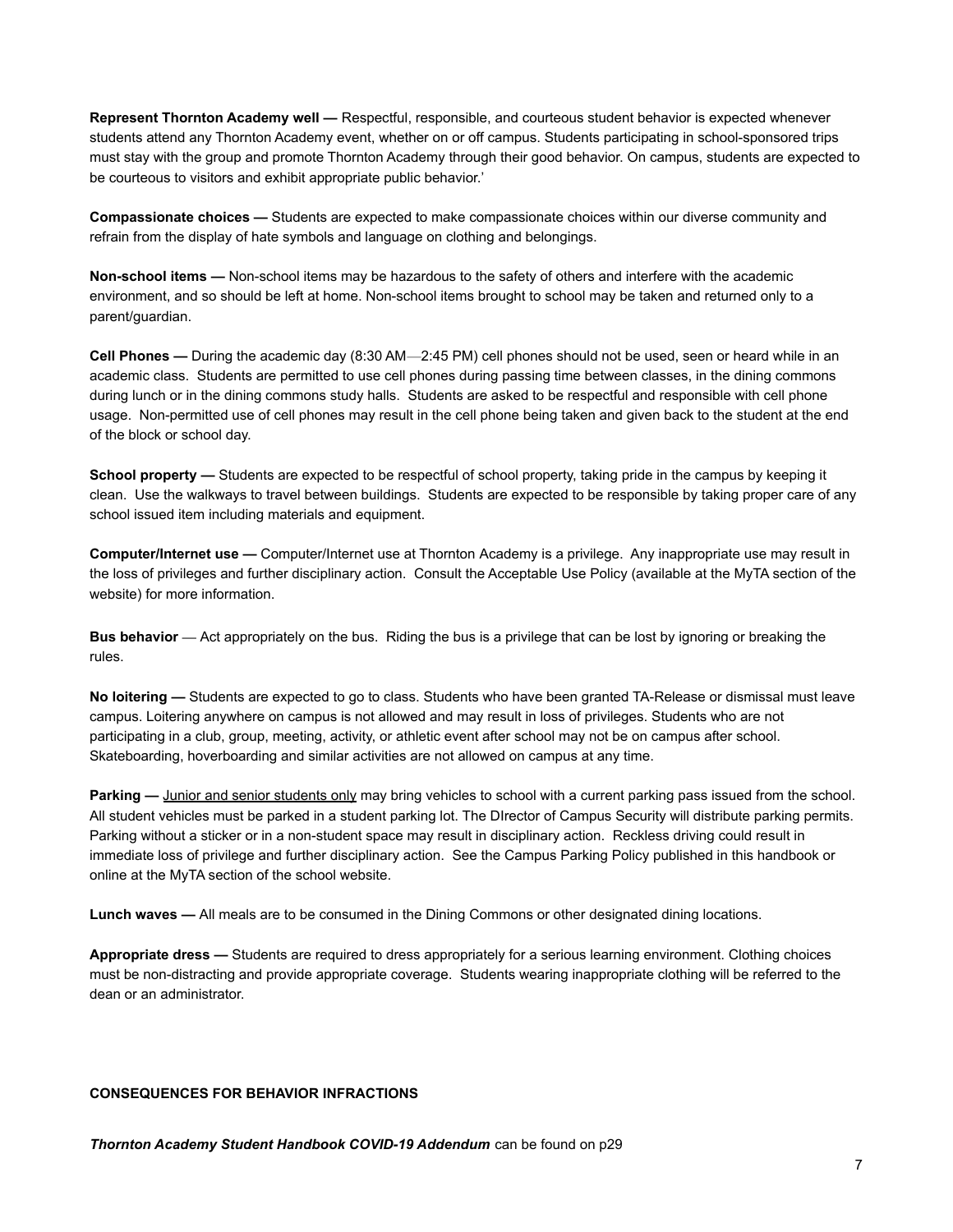**Represent Thornton Academy well —** Respectful, responsible, and courteous student behavior is expected whenever students attend any Thornton Academy event, whether on or off campus. Students participating in school-sponsored trips must stay with the group and promote Thornton Academy through their good behavior. On campus, students are expected to be courteous to visitors and exhibit appropriate public behavior.'

**Compassionate choices —** Students are expected to make compassionate choices within our diverse community and refrain from the display of hate symbols and language on clothing and belongings.

**Non-school items —** Non-school items may be hazardous to the safety of others and interfere with the academic environment, and so should be left at home. Non-school items brought to school may be taken and returned only to a parent/guardian.

**Cell Phones —** During the academic day (8:30 AM—2:45 PM) cell phones should not be used, seen or heard while in an academic class. Students are permitted to use cell phones during passing time between classes, in the dining commons during lunch or in the dining commons study halls. Students are asked to be respectful and responsible with cell phone usage. Non-permitted use of cell phones may result in the cell phone being taken and given back to the student at the end of the block or school day.

**School property —** Students are expected to be respectful of school property, taking pride in the campus by keeping it clean. Use the walkways to travel between buildings. Students are expected to be responsible by taking proper care of any school issued item including materials and equipment.

**Computer/Internet use —** Computer/Internet use at Thornton Academy is a privilege. Any inappropriate use may result in the loss of privileges and further disciplinary action. Consult the Acceptable Use Policy (available at the MyTA section of the website) for more information.

**Bus behavior** — Act appropriately on the bus. Riding the bus is a privilege that can be lost by ignoring or breaking the rules.

**No loitering —** Students are expected to go to class. Students who have been granted TA-Release or dismissal must leave campus. Loitering anywhere on campus is not allowed and may result in loss of privileges. Students who are not participating in a club, group, meeting, activity, or athletic event after school may not be on campus after school. Skateboarding, hoverboarding and similar activities are not allowed on campus at any time.

**Parking —** <u>Junior and senior students only</u> may bring vehicles to school with a current parking pass issued from the school. All student vehicles must be parked in a student parking lot. The DIrector of Campus Security will distribute parking permits. Parking without a sticker or in a non-student space may result in disciplinary action. Reckless driving could result in immediate loss of privilege and further disciplinary action. See the Campus Parking Policy published in this handbook or online at the MyTA section of the school website.

**Lunch waves —** All meals are to be consumed in the Dining Commons or other designated dining locations.

**Appropriate dress —** Students are required to dress appropriately for a serious learning environment. Clothing choices must be non-distracting and provide appropriate coverage. Students wearing inappropriate clothing will be referred to the dean or an administrator.

**CONSEQUENCES FOR BEHAVIOR INFRACTIONS**

***Thornton Academy Student Handbook COVID-19 Addendum*** can be found on p29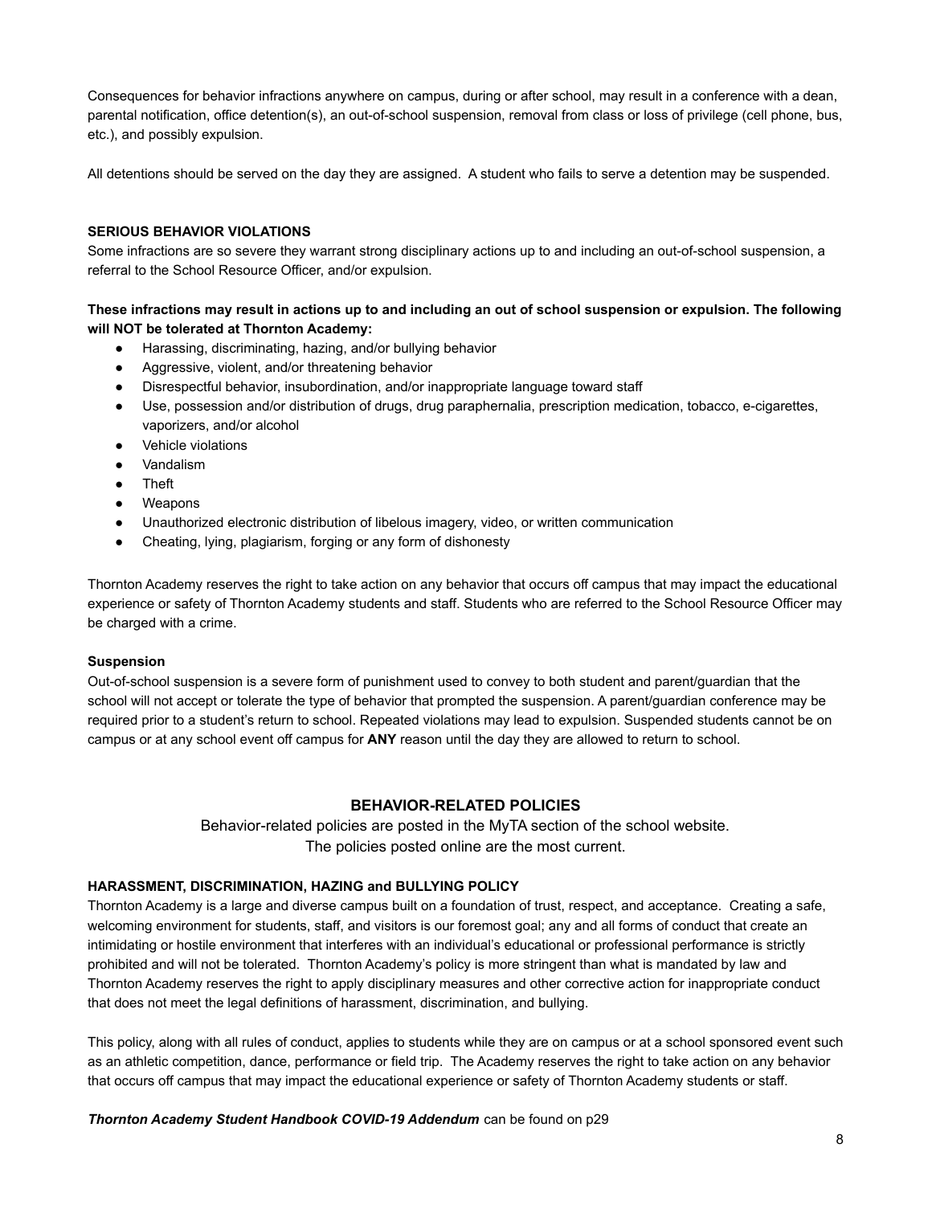Consequences for behavior infractions anywhere on campus, during or after school, may result in a conference with a dean, parental notification, office detention(s), an out-of-school suspension, removal from class or loss of privilege (cell phone, bus, etc.), and possibly expulsion.

All detentions should be served on the day they are assigned. A student who fails to serve a detention may be suspended.

### SERIOUS BEHAVIOR VIOLATIONS

Some infractions are so severe they warrant strong disciplinary actions up to and including an out-of-school suspension, a referral to the School Resource Officer, and/or expulsion.

**These infractions may result in actions up to and including an out of school suspension or expulsion. The following will NOT be tolerated at Thornton Academy:**

- Harassing, discriminating, hazing, and/or bullying behavior
- Aggressive, violent, and/or threatening behavior
- Disrespectful behavior, insubordination, and/or inappropriate language toward staff
- Use, possession and/or distribution of drugs, drug paraphernalia, prescription medication, tobacco, e-cigarettes, vaporizers, and/or alcohol
- Vehicle violations
- Vandalism
- Theft
- Weapons
- Unauthorized electronic distribution of libelous imagery, video, or written communication
- Cheating, lying, plagiarism, forging or any form of dishonesty

Thornton Academy reserves the right to take action on any behavior that occurs off campus that may impact the educational experience or safety of Thornton Academy students and staff. Students who are referred to the School Resource Officer may be charged with a crime.

### Suspension

Out-of-school suspension is a severe form of punishment used to convey to both student and parent/guardian that the school will not accept or tolerate the type of behavior that prompted the suspension. A parent/guardian conference may be required prior to a student's return to school. Repeated violations may lead to expulsion. Suspended students cannot be on campus or at any school event off campus for **ANY** reason until the day they are allowed to return to school.

## BEHAVIOR-RELATED POLICIES

Behavior-related policies are posted in the MyTA section of the school website.
The policies posted online are the most current.

### HARASSMENT, DISCRIMINATION, HAZING and BULLYING POLICY

Thornton Academy is a large and diverse campus built on a foundation of trust, respect, and acceptance. Creating a safe, welcoming environment for students, staff, and visitors is our foremost goal; any and all forms of conduct that create an intimidating or hostile environment that interferes with an individual's educational or professional performance is strictly prohibited and will not be tolerated. Thornton Academy's policy is more stringent than what is mandated by law and Thornton Academy reserves the right to apply disciplinary measures and other corrective action for inappropriate conduct that does not meet the legal definitions of harassment, discrimination, and bullying.

This policy, along with all rules of conduct, applies to students while they are on campus or at a school sponsored event such as an athletic competition, dance, performance or field trip. The Academy reserves the right to take action on any behavior that occurs off campus that may impact the educational experience or safety of Thornton Academy students or staff.

***Thornton Academy Student Handbook COVID-19 Addendum*** can be found on p29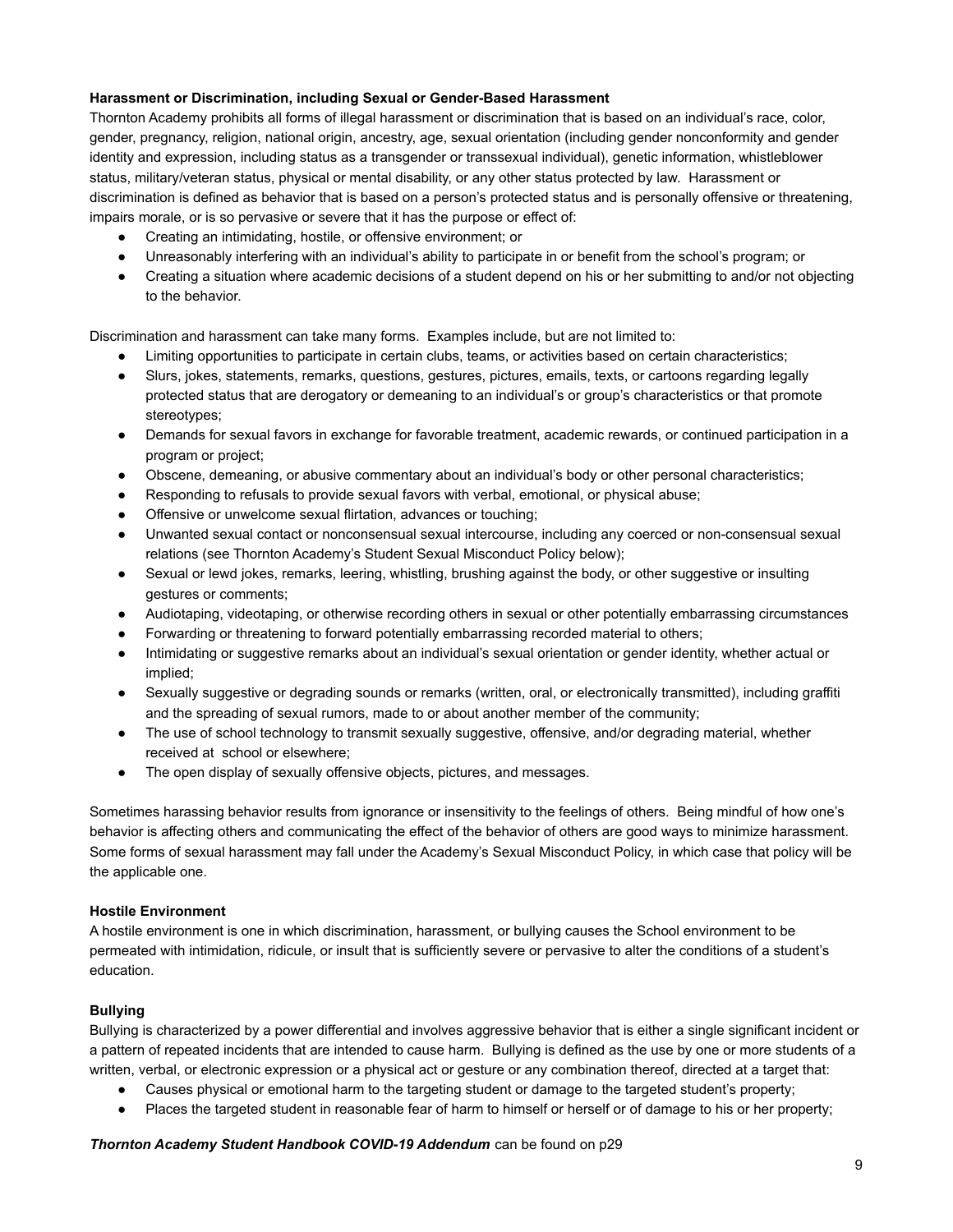**Harassment or Discrimination, including Sexual or Gender-Based Harassment**

Thornton Academy prohibits all forms of illegal harassment or discrimination that is based on an individual's race, color, gender, pregnancy, religion, national origin, ancestry, age, sexual orientation (including gender nonconformity and gender identity and expression, including status as a transgender or transsexual individual), genetic information, whistleblower status, military/veteran status, physical or mental disability, or any other status protected by law. Harassment or discrimination is defined as behavior that is based on a person's protected status and is personally offensive or threatening, impairs morale, or is so pervasive or severe that it has the purpose or effect of:

- Creating an intimidating, hostile, or offensive environment; or
- Unreasonably interfering with an individual's ability to participate in or benefit from the school's program; or
- Creating a situation where academic decisions of a student depend on his or her submitting to and/or not objecting to the behavior.

Discrimination and harassment can take many forms. Examples include, but are not limited to:

- Limiting opportunities to participate in certain clubs, teams, or activities based on certain characteristics;
- Slurs, jokes, statements, remarks, questions, gestures, pictures, emails, texts, or cartoons regarding legally protected status that are derogatory or demeaning to an individual's or group's characteristics or that promote stereotypes;
- Demands for sexual favors in exchange for favorable treatment, academic rewards, or continued participation in a program or project;
- Obscene, demeaning, or abusive commentary about an individual's body or other personal characteristics;
- Responding to refusals to provide sexual favors with verbal, emotional, or physical abuse;
- Offensive or unwelcome sexual flirtation, advances or touching;
- Unwanted sexual contact or nonconsensual sexual intercourse, including any coerced or non-consensual sexual relations (see Thornton Academy's Student Sexual Misconduct Policy below);
- Sexual or lewd jokes, remarks, leering, whistling, brushing against the body, or other suggestive or insulting gestures or comments;
- Audiotaping, videotaping, or otherwise recording others in sexual or other potentially embarrassing circumstances
- Forwarding or threatening to forward potentially embarrassing recorded material to others;
- Intimidating or suggestive remarks about an individual's sexual orientation or gender identity, whether actual or implied;
- Sexually suggestive or degrading sounds or remarks (written, oral, or electronically transmitted), including graffiti and the spreading of sexual rumors, made to or about another member of the community;
- The use of school technology to transmit sexually suggestive, offensive, and/or degrading material, whether received at school or elsewhere;
- The open display of sexually offensive objects, pictures, and messages.

Sometimes harassing behavior results from ignorance or insensitivity to the feelings of others. Being mindful of how one's behavior is affecting others and communicating the effect of the behavior of others are good ways to minimize harassment. Some forms of sexual harassment may fall under the Academy's Sexual Misconduct Policy, in which case that policy will be the applicable one.

**Hostile Environment**

A hostile environment is one in which discrimination, harassment, or bullying causes the School environment to be permeated with intimidation, ridicule, or insult that is sufficiently severe or pervasive to alter the conditions of a student's education.

**Bullying**

Bullying is characterized by a power differential and involves aggressive behavior that is either a single significant incident or a pattern of repeated incidents that are intended to cause harm. Bullying is defined as the use by one or more students of a written, verbal, or electronic expression or a physical act or gesture or any combination thereof, directed at a target that:

- Causes physical or emotional harm to the targeting student or damage to the targeted student's property;
- Places the targeted student in reasonable fear of harm to himself or herself or of damage to his or her property;

***Thornton Academy Student Handbook COVID-19 Addendum*** can be found on p29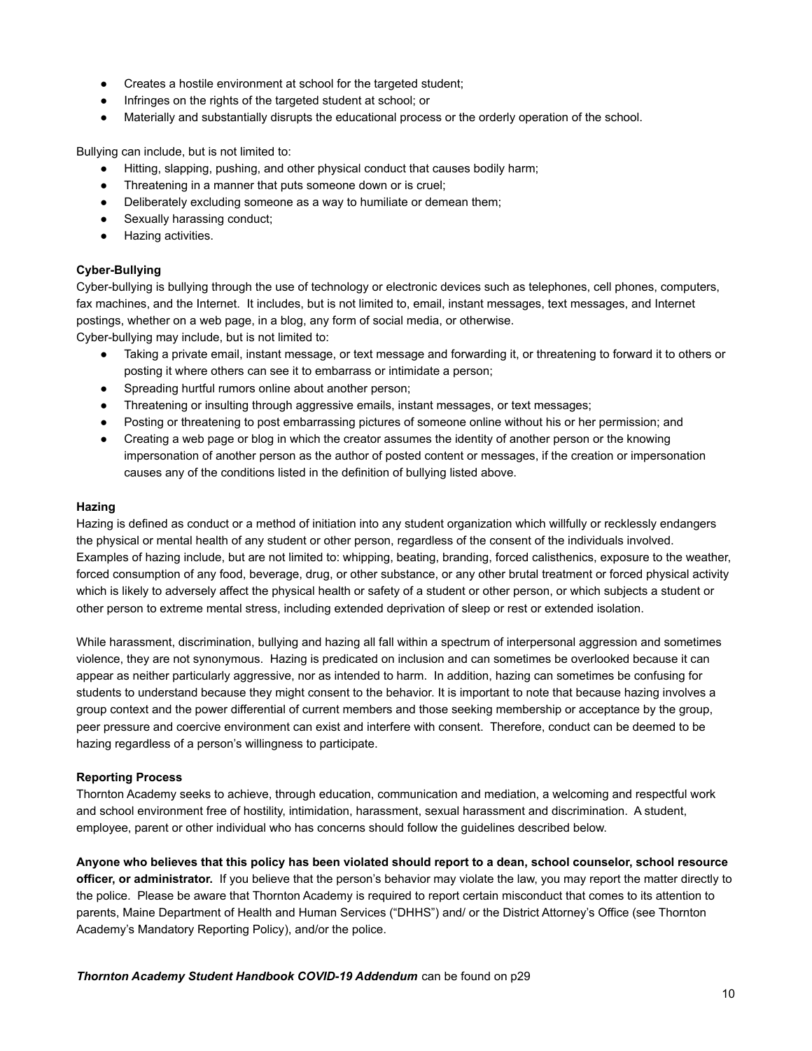- Creates a hostile environment at school for the targeted student;
- Infringes on the rights of the targeted student at school; or
- Materially and substantially disrupts the educational process or the orderly operation of the school.

Bullying can include, but is not limited to:

- Hitting, slapping, pushing, and other physical conduct that causes bodily harm;
- Threatening in a manner that puts someone down or is cruel;
- Deliberately excluding someone as a way to humiliate or demean them;
- Sexually harassing conduct;
- Hazing activities.

**Cyber-Bullying**

Cyber-bullying is bullying through the use of technology or electronic devices such as telephones, cell phones, computers, fax machines, and the Internet. It includes, but is not limited to, email, instant messages, text messages, and Internet postings, whether on a web page, in a blog, any form of social media, or otherwise.

Cyber-bullying may include, but is not limited to:

- Taking a private email, instant message, or text message and forwarding it, or threatening to forward it to others or posting it where others can see it to embarrass or intimidate a person;
- Spreading hurtful rumors online about another person;
- Threatening or insulting through aggressive emails, instant messages, or text messages;
- Posting or threatening to post embarrassing pictures of someone online without his or her permission; and
- Creating a web page or blog in which the creator assumes the identity of another person or the knowing impersonation of another person as the author of posted content or messages, if the creation or impersonation causes any of the conditions listed in the definition of bullying listed above.

**Hazing**

Hazing is defined as conduct or a method of initiation into any student organization which willfully or recklessly endangers the physical or mental health of any student or other person, regardless of the consent of the individuals involved. Examples of hazing include, but are not limited to: whipping, beating, branding, forced calisthenics, exposure to the weather, forced consumption of any food, beverage, drug, or other substance, or any other brutal treatment or forced physical activity which is likely to adversely affect the physical health or safety of a student or other person, or which subjects a student or other person to extreme mental stress, including extended deprivation of sleep or rest or extended isolation.

While harassment, discrimination, bullying and hazing all fall within a spectrum of interpersonal aggression and sometimes violence, they are not synonymous. Hazing is predicated on inclusion and can sometimes be overlooked because it can appear as neither particularly aggressive, nor as intended to harm. In addition, hazing can sometimes be confusing for students to understand because they might consent to the behavior. It is important to note that because hazing involves a group context and the power differential of current members and those seeking membership or acceptance by the group, peer pressure and coercive environment can exist and interfere with consent. Therefore, conduct can be deemed to be hazing regardless of a person's willingness to participate.

**Reporting Process**

Thornton Academy seeks to achieve, through education, communication and mediation, a welcoming and respectful work and school environment free of hostility, intimidation, harassment, sexual harassment and discrimination. A student, employee, parent or other individual who has concerns should follow the guidelines described below.

**Anyone who believes that this policy has been violated should report to a dean, school counselor, school resource officer, or administrator.** If you believe that the person's behavior may violate the law, you may report the matter directly to the police. Please be aware that Thornton Academy is required to report certain misconduct that comes to its attention to parents, Maine Department of Health and Human Services ("DHHS") and/ or the District Attorney's Office (see Thornton Academy's Mandatory Reporting Policy), and/or the police.

***Thornton Academy Student Handbook COVID-19 Addendum*** can be found on p29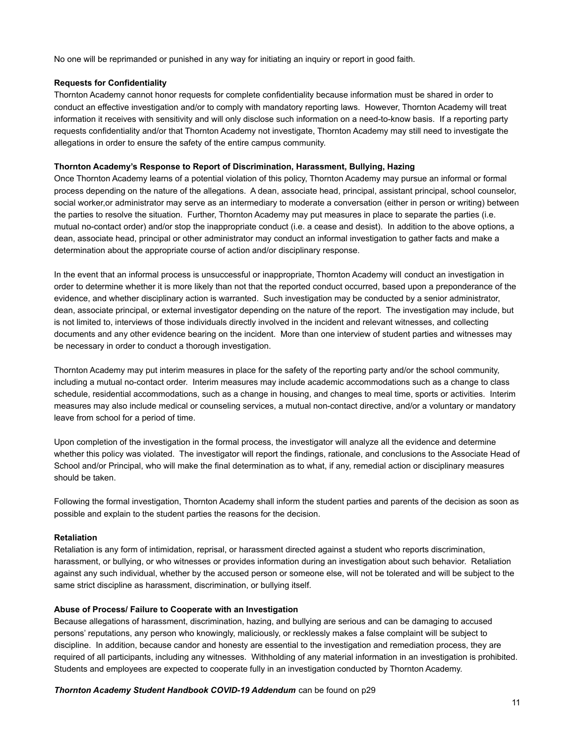No one will be reprimanded or punished in any way for initiating an inquiry or report in good faith.

**Requests for Confidentiality**

Thornton Academy cannot honor requests for complete confidentiality because information must be shared in order to conduct an effective investigation and/or to comply with mandatory reporting laws. However, Thornton Academy will treat information it receives with sensitivity and will only disclose such information on a need-to-know basis. If a reporting party requests confidentiality and/or that Thornton Academy not investigate, Thornton Academy may still need to investigate the allegations in order to ensure the safety of the entire campus community.

**Thornton Academy's Response to Report of Discrimination, Harassment, Bullying, Hazing**

Once Thornton Academy learns of a potential violation of this policy, Thornton Academy may pursue an informal or formal process depending on the nature of the allegations. A dean, associate head, principal, assistant principal, school counselor, social worker,or administrator may serve as an intermediary to moderate a conversation (either in person or writing) between the parties to resolve the situation. Further, Thornton Academy may put measures in place to separate the parties (i.e. mutual no-contact order) and/or stop the inappropriate conduct (i.e. a cease and desist). In addition to the above options, a dean, associate head, principal or other administrator may conduct an informal investigation to gather facts and make a determination about the appropriate course of action and/or disciplinary response.

In the event that an informal process is unsuccessful or inappropriate, Thornton Academy will conduct an investigation in order to determine whether it is more likely than not that the reported conduct occurred, based upon a preponderance of the evidence, and whether disciplinary action is warranted. Such investigation may be conducted by a senior administrator, dean, associate principal, or external investigator depending on the nature of the report. The investigation may include, but is not limited to, interviews of those individuals directly involved in the incident and relevant witnesses, and collecting documents and any other evidence bearing on the incident. More than one interview of student parties and witnesses may be necessary in order to conduct a thorough investigation.

Thornton Academy may put interim measures in place for the safety of the reporting party and/or the school community, including a mutual no-contact order. Interim measures may include academic accommodations such as a change to class schedule, residential accommodations, such as a change in housing, and changes to meal time, sports or activities. Interim measures may also include medical or counseling services, a mutual non-contact directive, and/or a voluntary or mandatory leave from school for a period of time.

Upon completion of the investigation in the formal process, the investigator will analyze all the evidence and determine whether this policy was violated. The investigator will report the findings, rationale, and conclusions to the Associate Head of School and/or Principal, who will make the final determination as to what, if any, remedial action or disciplinary measures should be taken.

Following the formal investigation, Thornton Academy shall inform the student parties and parents of the decision as soon as possible and explain to the student parties the reasons for the decision.

**Retaliation**

Retaliation is any form of intimidation, reprisal, or harassment directed against a student who reports discrimination, harassment, or bullying, or who witnesses or provides information during an investigation about such behavior. Retaliation against any such individual, whether by the accused person or someone else, will not be tolerated and will be subject to the same strict discipline as harassment, discrimination, or bullying itself.

**Abuse of Process/ Failure to Cooperate with an Investigation**

Because allegations of harassment, discrimination, hazing, and bullying are serious and can be damaging to accused persons' reputations, any person who knowingly, maliciously, or recklessly makes a false complaint will be subject to discipline. In addition, because candor and honesty are essential to the investigation and remediation process, they are required of all participants, including any witnesses. Withholding of any material information in an investigation is prohibited. Students and employees are expected to cooperate fully in an investigation conducted by Thornton Academy.

***Thornton Academy Student Handbook COVID-19 Addendum*** can be found on p29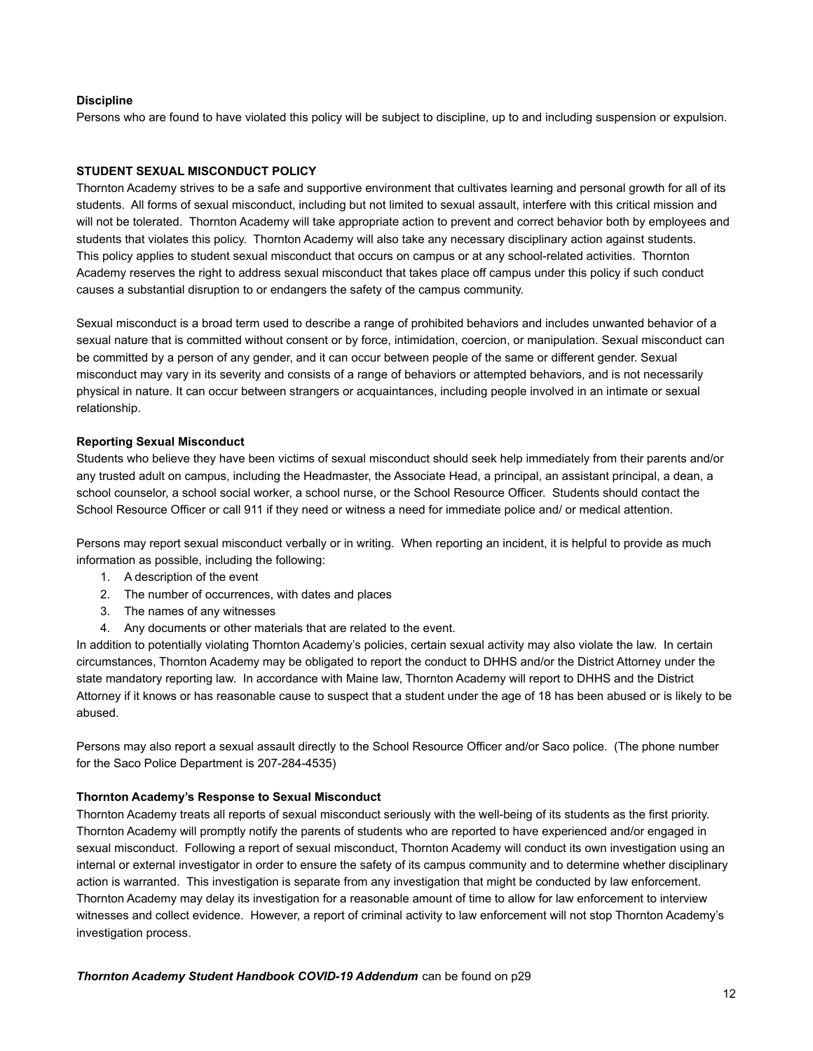**Discipline**

Persons who are found to have violated this policy will be subject to discipline, up to and including suspension or expulsion.

**STUDENT SEXUAL MISCONDUCT POLICY**

Thornton Academy strives to be a safe and supportive environment that cultivates learning and personal growth for all of its students. All forms of sexual misconduct, including but not limited to sexual assault, interfere with this critical mission and will not be tolerated. Thornton Academy will take appropriate action to prevent and correct behavior both by employees and students that violates this policy. Thornton Academy will also take any necessary disciplinary action against students. This policy applies to student sexual misconduct that occurs on campus or at any school-related activities. Thornton Academy reserves the right to address sexual misconduct that takes place off campus under this policy if such conduct causes a substantial disruption to or endangers the safety of the campus community.

Sexual misconduct is a broad term used to describe a range of prohibited behaviors and includes unwanted behavior of a sexual nature that is committed without consent or by force, intimidation, coercion, or manipulation. Sexual misconduct can be committed by a person of any gender, and it can occur between people of the same or different gender. Sexual misconduct may vary in its severity and consists of a range of behaviors or attempted behaviors, and is not necessarily physical in nature. It can occur between strangers or acquaintances, including people involved in an intimate or sexual relationship.

**Reporting Sexual Misconduct**

Students who believe they have been victims of sexual misconduct should seek help immediately from their parents and/or any trusted adult on campus, including the Headmaster, the Associate Head, a principal, an assistant principal, a dean, a school counselor, a school social worker, a school nurse, or the School Resource Officer. Students should contact the School Resource Officer or call 911 if they need or witness a need for immediate police and/ or medical attention.

Persons may report sexual misconduct verbally or in writing. When reporting an incident, it is helpful to provide as much information as possible, including the following:

1. A description of the event
2. The number of occurrences, with dates and places
3. The names of any witnesses
4. Any documents or other materials that are related to the event.

In addition to potentially violating Thornton Academy's policies, certain sexual activity may also violate the law. In certain circumstances, Thornton Academy may be obligated to report the conduct to DHHS and/or the District Attorney under the state mandatory reporting law. In accordance with Maine law, Thornton Academy will report to DHHS and the District Attorney if it knows or has reasonable cause to suspect that a student under the age of 18 has been abused or is likely to be abused.

Persons may also report a sexual assault directly to the School Resource Officer and/or Saco police. (The phone number for the Saco Police Department is 207-284-4535)

**Thornton Academy's Response to Sexual Misconduct**

Thornton Academy treats all reports of sexual misconduct seriously with the well-being of its students as the first priority. Thornton Academy will promptly notify the parents of students who are reported to have experienced and/or engaged in sexual misconduct. Following a report of sexual misconduct, Thornton Academy will conduct its own investigation using an internal or external investigator in order to ensure the safety of its campus community and to determine whether disciplinary action is warranted. This investigation is separate from any investigation that might be conducted by law enforcement. Thornton Academy may delay its investigation for a reasonable amount of time to allow for law enforcement to interview witnesses and collect evidence. However, a report of criminal activity to law enforcement will not stop Thornton Academy's investigation process.

***Thornton Academy Student Handbook COVID-19 Addendum*** can be found on p29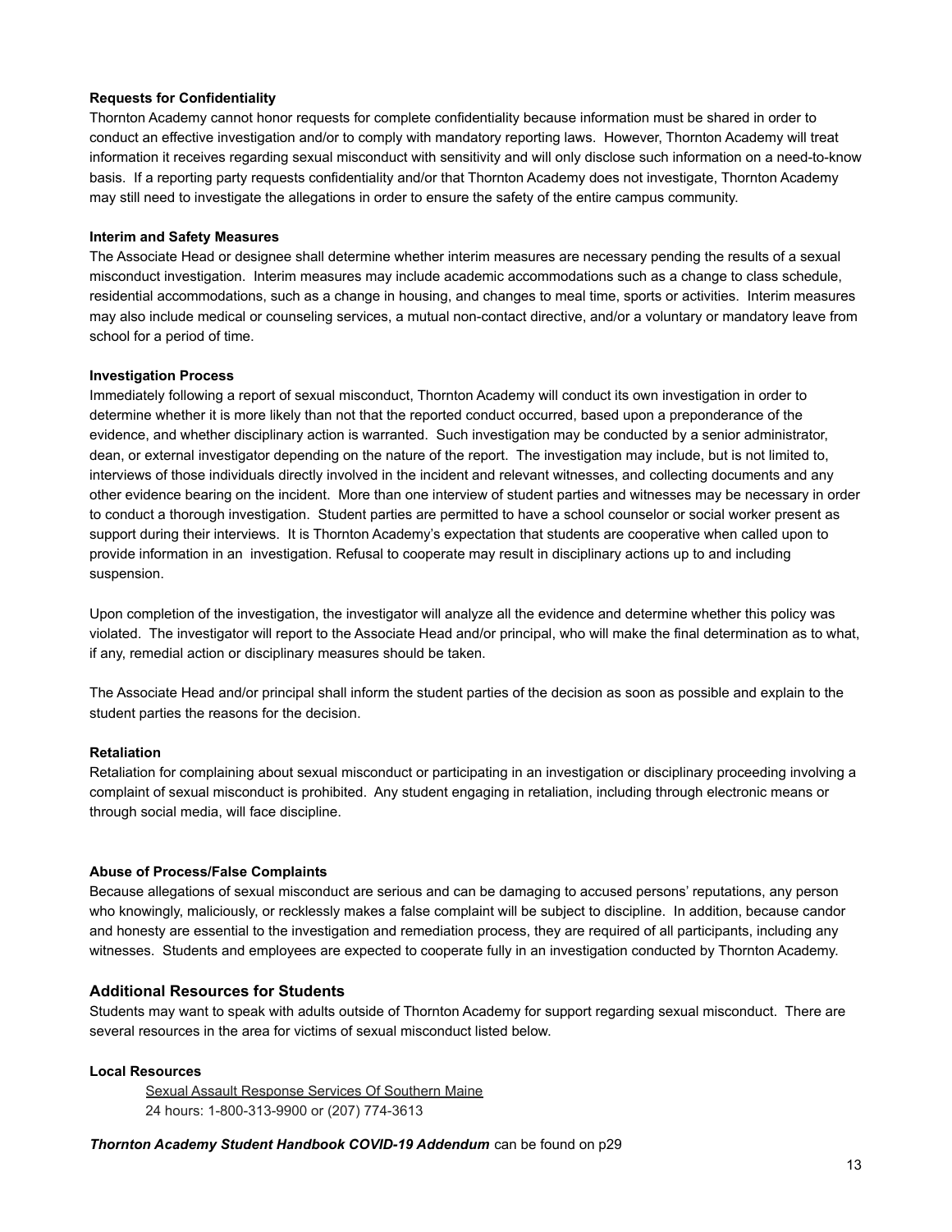**Requests for Confidentiality**

Thornton Academy cannot honor requests for complete confidentiality because information must be shared in order to conduct an effective investigation and/or to comply with mandatory reporting laws. However, Thornton Academy will treat information it receives regarding sexual misconduct with sensitivity and will only disclose such information on a need-to-know basis. If a reporting party requests confidentiality and/or that Thornton Academy does not investigate, Thornton Academy may still need to investigate the allegations in order to ensure the safety of the entire campus community.

**Interim and Safety Measures**

The Associate Head or designee shall determine whether interim measures are necessary pending the results of a sexual misconduct investigation. Interim measures may include academic accommodations such as a change to class schedule, residential accommodations, such as a change in housing, and changes to meal time, sports or activities. Interim measures may also include medical or counseling services, a mutual non-contact directive, and/or a voluntary or mandatory leave from school for a period of time.

**Investigation Process**

Immediately following a report of sexual misconduct, Thornton Academy will conduct its own investigation in order to determine whether it is more likely than not that the reported conduct occurred, based upon a preponderance of the evidence, and whether disciplinary action is warranted. Such investigation may be conducted by a senior administrator, dean, or external investigator depending on the nature of the report. The investigation may include, but is not limited to, interviews of those individuals directly involved in the incident and relevant witnesses, and collecting documents and any other evidence bearing on the incident. More than one interview of student parties and witnesses may be necessary in order to conduct a thorough investigation. Student parties are permitted to have a school counselor or social worker present as support during their interviews. It is Thornton Academy's expectation that students are cooperative when called upon to provide information in an investigation. Refusal to cooperate may result in disciplinary actions up to and including suspension.

Upon completion of the investigation, the investigator will analyze all the evidence and determine whether this policy was violated. The investigator will report to the Associate Head and/or principal, who will make the final determination as to what, if any, remedial action or disciplinary measures should be taken.

The Associate Head and/or principal shall inform the student parties of the decision as soon as possible and explain to the student parties the reasons for the decision.

**Retaliation**

Retaliation for complaining about sexual misconduct or participating in an investigation or disciplinary proceeding involving a complaint of sexual misconduct is prohibited. Any student engaging in retaliation, including through electronic means or through social media, will face discipline.

**Abuse of Process/False Complaints**

Because allegations of sexual misconduct are serious and can be damaging to accused persons' reputations, any person who knowingly, maliciously, or recklessly makes a false complaint will be subject to discipline. In addition, because candor and honesty are essential to the investigation and remediation process, they are required of all participants, including any witnesses. Students and employees are expected to cooperate fully in an investigation conducted by Thornton Academy.

### Additional Resources for Students

Students may want to speak with adults outside of Thornton Academy for support regarding sexual misconduct. There are several resources in the area for victims of sexual misconduct listed below.

**Local Resources**

Sexual Assault Response Services Of Southern Maine
24 hours: 1-800-313-9900 or (207) 774-3613

***Thornton Academy Student Handbook COVID-19 Addendum*** can be found on p29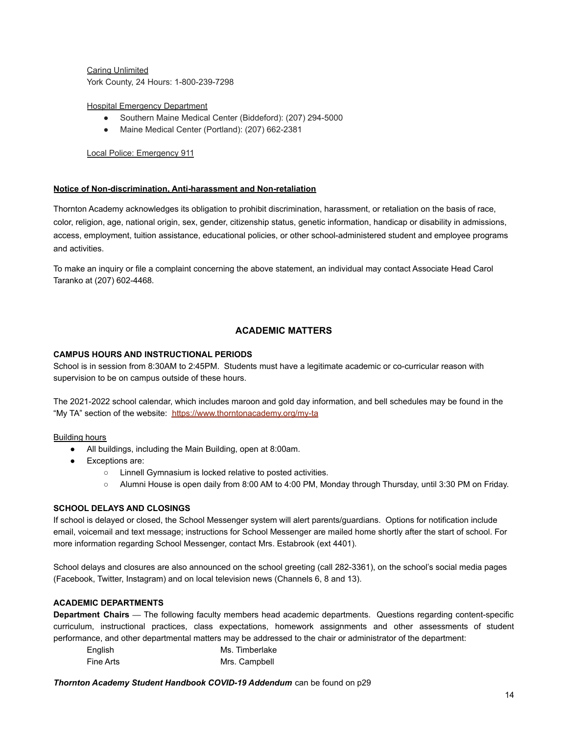Caring Unlimited
York County, 24 Hours: 1-800-239-7298

Hospital Emergency Department

- Southern Maine Medical Center (Biddeford): (207) 294-5000
- Maine Medical Center (Portland): (207) 662-2381

Local Police: Emergency 911

**Notice of Non-discrimination, Anti-harassment and Non-retaliation**

Thornton Academy acknowledges its obligation to prohibit discrimination, harassment, or retaliation on the basis of race, color, religion, age, national origin, sex, gender, citizenship status, genetic information, handicap or disability in admissions, access, employment, tuition assistance, educational policies, or other school-administered student and employee programs and activities.

To make an inquiry or file a complaint concerning the above statement, an individual may contact Associate Head Carol Taranko at (207) 602-4468.

## ACADEMIC MATTERS

### CAMPUS HOURS AND INSTRUCTIONAL PERIODS

School is in session from 8:30AM to 2:45PM. Students must have a legitimate academic or co-curricular reason with supervision to be on campus outside of these hours.

The 2021-2022 school calendar, which includes maroon and gold day information, and bell schedules may be found in the "My TA" section of the website: https://www.thorntonacademy.org/my-ta

Building hours

- All buildings, including the Main Building, open at 8:00am.
- Exceptions are:
  - Linnell Gymnasium is locked relative to posted activities.
  - Alumni House is open daily from 8:00 AM to 4:00 PM, Monday through Thursday, until 3:30 PM on Friday.

### SCHOOL DELAYS AND CLOSINGS

If school is delayed or closed, the School Messenger system will alert parents/guardians. Options for notification include email, voicemail and text message; instructions for School Messenger are mailed home shortly after the start of school. For more information regarding School Messenger, contact Mrs. Estabrook (ext 4401).

School delays and closures are also announced on the school greeting (call 282-3361), on the school's social media pages (Facebook, Twitter, Instagram) and on local television news (Channels 6, 8 and 13).

### ACADEMIC DEPARTMENTS

**Department Chairs** — The following faculty members head academic departments. Questions regarding content-specific curriculum, instructional practices, class expectations, homework assignments and other assessments of student performance, and other departmental matters may be addressed to the chair or administrator of the department:

| | |
|---|---|
| English | Ms. Timberlake |
| Fine Arts | Mrs. Campbell |

***Thornton Academy Student Handbook COVID-19 Addendum*** can be found on p29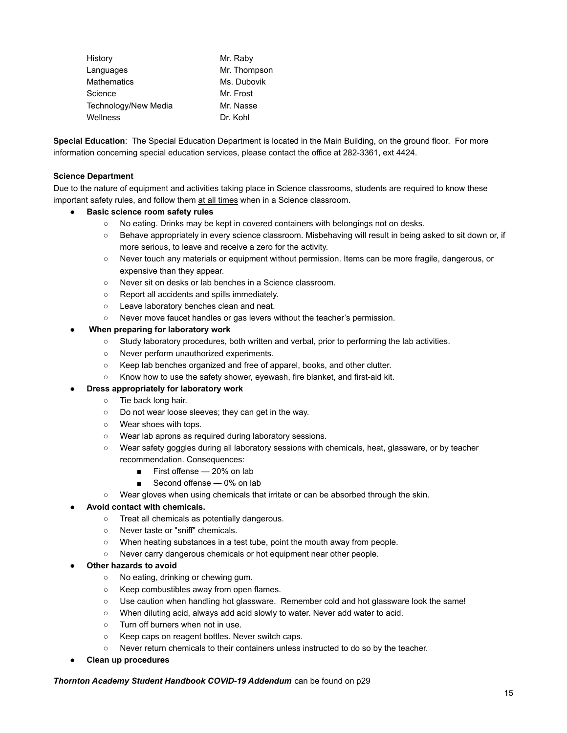| | |
|---|---|
| History | Mr. Raby |
| Languages | Mr. Thompson |
| Mathematics | Ms. Dubovik |
| Science | Mr. Frost |
| Technology/New Media | Mr. Nasse |
| Wellness | Dr. Kohl |

**Special Education**: The Special Education Department is located in the Main Building, on the ground floor. For more information concerning special education services, please contact the office at 282-3361, ext 4424.

**Science Department**

Due to the nature of equipment and activities taking place in Science classrooms, students are required to know these important safety rules, and follow them <u>at all times</u> when in a Science classroom.

- **Basic science room safety rules**
    - No eating. Drinks may be kept in covered containers with belongings not on desks.
    - Behave appropriately in every science classroom. Misbehaving will result in being asked to sit down or, if more serious, to leave and receive a zero for the activity.
    - Never touch any materials or equipment without permission. Items can be more fragile, dangerous, or expensive than they appear.
    - Never sit on desks or lab benches in a Science classroom.
    - Report all accidents and spills immediately.
    - Leave laboratory benches clean and neat.
    - Never move faucet handles or gas levers without the teacher's permission.
- **When preparing for laboratory work**
    - Study laboratory procedures, both written and verbal, prior to performing the lab activities.
    - Never perform unauthorized experiments.
    - Keep lab benches organized and free of apparel, books, and other clutter.
    - Know how to use the safety shower, eyewash, fire blanket, and first-aid kit.
- **Dress appropriately for laboratory work**
    - Tie back long hair.
    - Do not wear loose sleeves; they can get in the way.
    - Wear shoes with tops.
    - Wear lab aprons as required during laboratory sessions.
    - Wear safety goggles during all laboratory sessions with chemicals, heat, glassware, or by teacher recommendation. Consequences:
        - First offense — 20% on lab
        - Second offense — 0% on lab
    - Wear gloves when using chemicals that irritate or can be absorbed through the skin.
- **Avoid contact with chemicals.**
    - Treat all chemicals as potentially dangerous.
    - Never taste or "sniff" chemicals.
    - When heating substances in a test tube, point the mouth away from people.
    - Never carry dangerous chemicals or hot equipment near other people.
- **Other hazards to avoid**
    - No eating, drinking or chewing gum.
    - Keep combustibles away from open flames.
    - Use caution when handling hot glassware. Remember cold and hot glassware look the same!
    - When diluting acid, always add acid slowly to water. Never add water to acid.
    - Turn off burners when not in use.
    - Keep caps on reagent bottles. Never switch caps.
    - Never return chemicals to their containers unless instructed to do so by the teacher.
- **Clean up procedures**

***Thornton Academy Student Handbook COVID-19 Addendum*** can be found on p29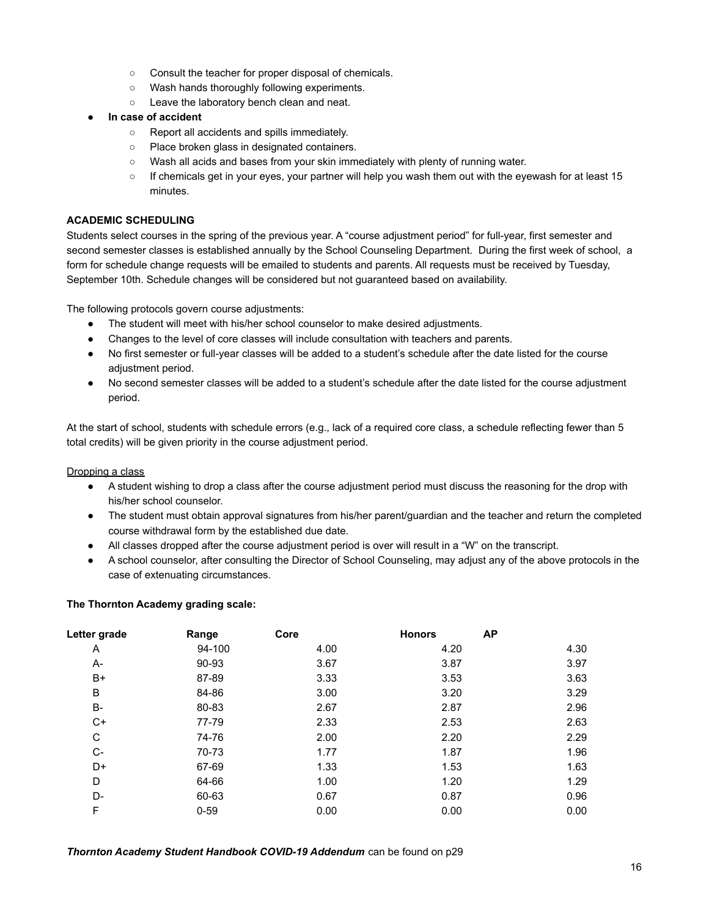- Consult the teacher for proper disposal of chemicals.
  - Wash hands thoroughly following experiments.
  - Leave the laboratory bench clean and neat.
- **In case of accident**
  - Report all accidents and spills immediately.
  - Place broken glass in designated containers.
  - Wash all acids and bases from your skin immediately with plenty of running water.
  - If chemicals get in your eyes, your partner will help you wash them out with the eyewash for at least 15 minutes.

**ACADEMIC SCHEDULING**

Students select courses in the spring of the previous year. A "course adjustment period" for full-year, first semester and second semester classes is established annually by the School Counseling Department. During the first week of school, a form for schedule change requests will be emailed to students and parents. All requests must be received by Tuesday, September 10th. Schedule changes will be considered but not guaranteed based on availability.

The following protocols govern course adjustments:

- The student will meet with his/her school counselor to make desired adjustments.
- Changes to the level of core classes will include consultation with teachers and parents.
- No first semester or full-year classes will be added to a student's schedule after the date listed for the course adjustment period.
- No second semester classes will be added to a student's schedule after the date listed for the course adjustment period.

At the start of school, students with schedule errors (e.g., lack of a required core class, a schedule reflecting fewer than 5 total credits) will be given priority in the course adjustment period.

<u>Dropping a class</u>

- A student wishing to drop a class after the course adjustment period must discuss the reasoning for the drop with his/her school counselor.
- The student must obtain approval signatures from his/her parent/guardian and the teacher and return the completed course withdrawal form by the established due date.
- All classes dropped after the course adjustment period is over will result in a "W" on the transcript.
- A school counselor, after consulting the Director of School Counseling, may adjust any of the above protocols in the case of extenuating circumstances.

**The Thornton Academy grading scale:**

| Letter grade | Range | Core | Honors | AP |
|---|---|---|---|---|
| A | 94-100 | 4.00 | 4.20 | 4.30 |
| A- | 90-93 | 3.67 | 3.87 | 3.97 |
| B+ | 87-89 | 3.33 | 3.53 | 3.63 |
| B | 84-86 | 3.00 | 3.20 | 3.29 |
| B- | 80-83 | 2.67 | 2.87 | 2.96 |
| C+ | 77-79 | 2.33 | 2.53 | 2.63 |
| C | 74-76 | 2.00 | 2.20 | 2.29 |
| C- | 70-73 | 1.77 | 1.87 | 1.96 |
| D+ | 67-69 | 1.33 | 1.53 | 1.63 |
| D | 64-66 | 1.00 | 1.20 | 1.29 |
| D- | 60-63 | 0.67 | 0.87 | 0.96 |
| F | 0-59 | 0.00 | 0.00 | 0.00 |

***Thornton Academy Student Handbook COVID-19 Addendum*** can be found on p29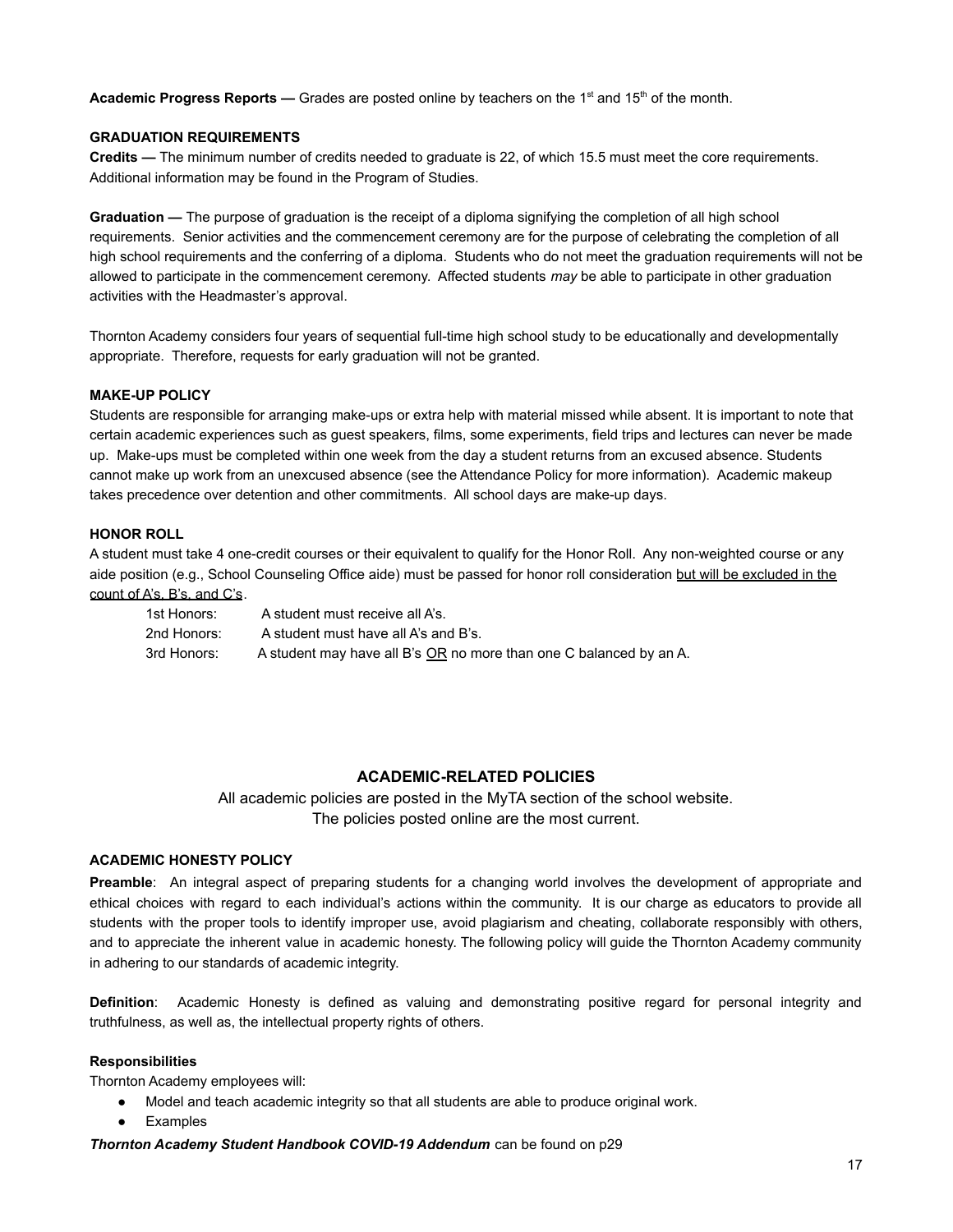**Academic Progress Reports —** Grades are posted online by teachers on the 1st and 15th of the month.

**GRADUATION REQUIREMENTS**

**Credits —** The minimum number of credits needed to graduate is 22, of which 15.5 must meet the core requirements. Additional information may be found in the Program of Studies.

**Graduation —** The purpose of graduation is the receipt of a diploma signifying the completion of all high school requirements. Senior activities and the commencement ceremony are for the purpose of celebrating the completion of all high school requirements and the conferring of a diploma. Students who do not meet the graduation requirements will not be allowed to participate in the commencement ceremony. Affected students *may* be able to participate in other graduation activities with the Headmaster's approval.

Thornton Academy considers four years of sequential full-time high school study to be educationally and developmentally appropriate. Therefore, requests for early graduation will not be granted.

**MAKE-UP POLICY**

Students are responsible for arranging make-ups or extra help with material missed while absent. It is important to note that certain academic experiences such as guest speakers, films, some experiments, field trips and lectures can never be made up. Make-ups must be completed within one week from the day a student returns from an excused absence. Students cannot make up work from an unexcused absence (see the Attendance Policy for more information). Academic makeup takes precedence over detention and other commitments. All school days are make-up days.

**HONOR ROLL**

A student must take 4 one-credit courses or their equivalent to qualify for the Honor Roll. Any non-weighted course or any aide position (e.g., School Counseling Office aide) must be passed for honor roll consideration <u>but will be excluded in the count of A's, B's, and C's</u>.

- 1st Honors: A student must receive all A's.
- 2nd Honors: A student must have all A's and B's.
- 3rd Honors: A student may have all B's <u>OR</u> no more than one C balanced by an A.

## ACADEMIC-RELATED POLICIES

All academic policies are posted in the MyTA section of the school website.
The policies posted online are the most current.

**ACADEMIC HONESTY POLICY**

**Preamble**: An integral aspect of preparing students for a changing world involves the development of appropriate and ethical choices with regard to each individual's actions within the community. It is our charge as educators to provide all students with the proper tools to identify improper use, avoid plagiarism and cheating, collaborate responsibly with others, and to appreciate the inherent value in academic honesty. The following policy will guide the Thornton Academy community in adhering to our standards of academic integrity.

**Definition**: Academic Honesty is defined as valuing and demonstrating positive regard for personal integrity and truthfulness, as well as, the intellectual property rights of others.

**Responsibilities**

Thornton Academy employees will:

- Model and teach academic integrity so that all students are able to produce original work.
- Examples

***Thornton Academy Student Handbook COVID-19 Addendum*** can be found on p29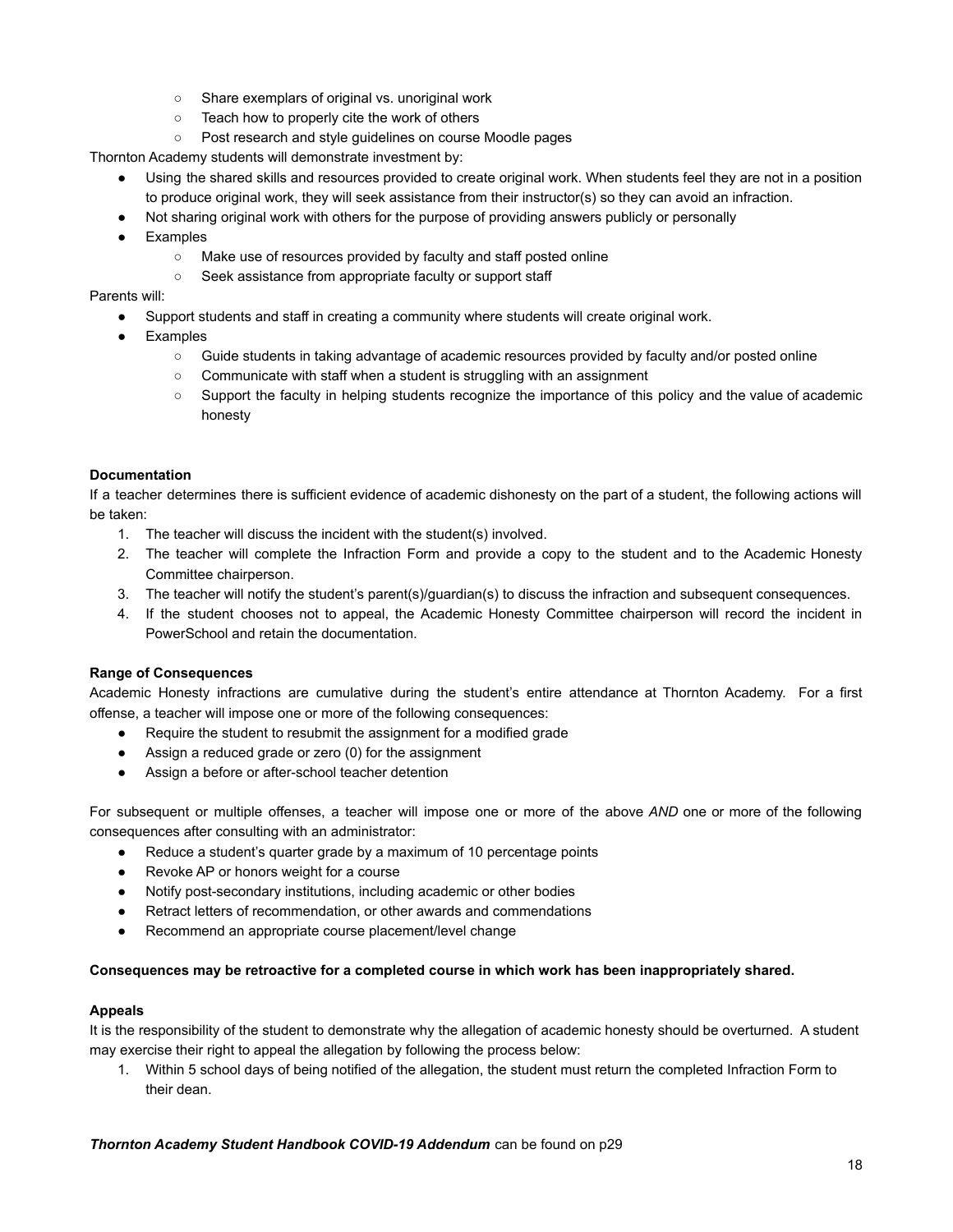- Share exemplars of original vs. unoriginal work
  - Teach how to properly cite the work of others
  - Post research and style guidelines on course Moodle pages

Thornton Academy students will demonstrate investment by:

- Using the shared skills and resources provided to create original work. When students feel they are not in a position to produce original work, they will seek assistance from their instructor(s) so they can avoid an infraction.
- Not sharing original work with others for the purpose of providing answers publicly or personally
- Examples
  - Make use of resources provided by faculty and staff posted online
  - Seek assistance from appropriate faculty or support staff

Parents will:

- Support students and staff in creating a community where students will create original work.
- Examples
  - Guide students in taking advantage of academic resources provided by faculty and/or posted online
  - Communicate with staff when a student is struggling with an assignment
  - Support the faculty in helping students recognize the importance of this policy and the value of academic honesty

**Documentation**

If a teacher determines there is sufficient evidence of academic dishonesty on the part of a student, the following actions will be taken:

1. The teacher will discuss the incident with the student(s) involved.
2. The teacher will complete the Infraction Form and provide a copy to the student and to the Academic Honesty Committee chairperson.
3. The teacher will notify the student's parent(s)/guardian(s) to discuss the infraction and subsequent consequences.
4. If the student chooses not to appeal, the Academic Honesty Committee chairperson will record the incident in PowerSchool and retain the documentation.

**Range of Consequences**

Academic Honesty infractions are cumulative during the student's entire attendance at Thornton Academy. For a first offense, a teacher will impose one or more of the following consequences:

- Require the student to resubmit the assignment for a modified grade
- Assign a reduced grade or zero (0) for the assignment
- Assign a before or after-school teacher detention

For subsequent or multiple offenses, a teacher will impose one or more of the above *AND* one or more of the following consequences after consulting with an administrator:

- Reduce a student's quarter grade by a maximum of 10 percentage points
- Revoke AP or honors weight for a course
- Notify post-secondary institutions, including academic or other bodies
- Retract letters of recommendation, or other awards and commendations
- Recommend an appropriate course placement/level change

**Consequences may be retroactive for a completed course in which work has been inappropriately shared.**

**Appeals**

It is the responsibility of the student to demonstrate why the allegation of academic honesty should be overturned. A student may exercise their right to appeal the allegation by following the process below:

1. Within 5 school days of being notified of the allegation, the student must return the completed Infraction Form to their dean.

***Thornton Academy Student Handbook COVID-19 Addendum*** can be found on p29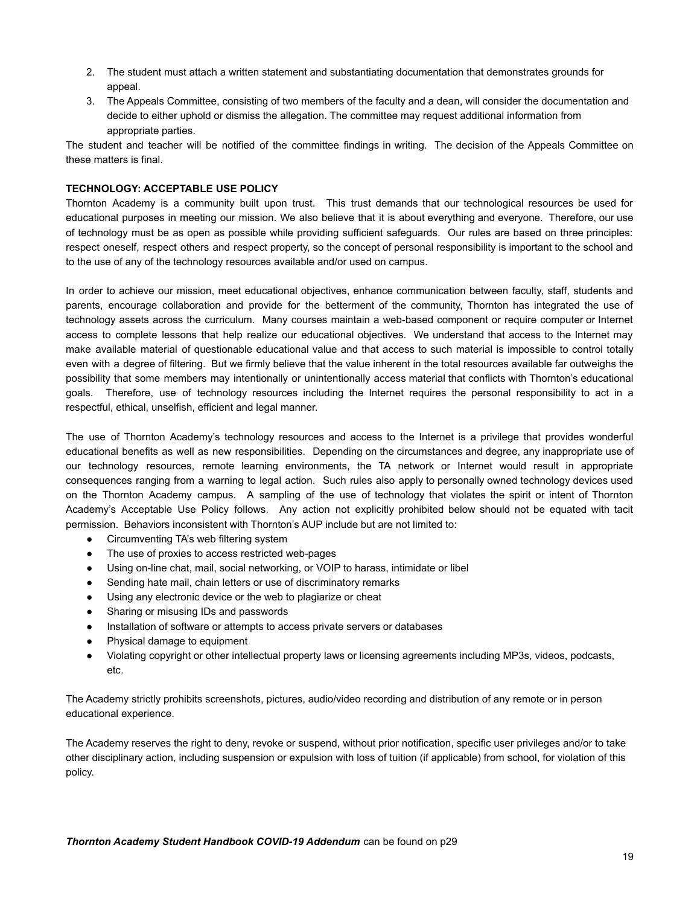2. The student must attach a written statement and substantiating documentation that demonstrates grounds for appeal.
3. The Appeals Committee, consisting of two members of the faculty and a dean, will consider the documentation and decide to either uphold or dismiss the allegation. The committee may request additional information from appropriate parties.

The student and teacher will be notified of the committee findings in writing. The decision of the Appeals Committee on these matters is final.

**TECHNOLOGY: ACCEPTABLE USE POLICY**

Thornton Academy is a community built upon trust. This trust demands that our technological resources be used for educational purposes in meeting our mission. We also believe that it is about everything and everyone. Therefore, our use of technology must be as open as possible while providing sufficient safeguards. Our rules are based on three principles: respect oneself, respect others and respect property, so the concept of personal responsibility is important to the school and to the use of any of the technology resources available and/or used on campus.

In order to achieve our mission, meet educational objectives, enhance communication between faculty, staff, students and parents, encourage collaboration and provide for the betterment of the community, Thornton has integrated the use of technology assets across the curriculum. Many courses maintain a web-based component or require computer or Internet access to complete lessons that help realize our educational objectives. We understand that access to the Internet may make available material of questionable educational value and that access to such material is impossible to control totally even with a degree of filtering. But we firmly believe that the value inherent in the total resources available far outweighs the possibility that some members may intentionally or unintentionally access material that conflicts with Thornton's educational goals. Therefore, use of technology resources including the Internet requires the personal responsibility to act in a respectful, ethical, unselfish, efficient and legal manner.

The use of Thornton Academy's technology resources and access to the Internet is a privilege that provides wonderful educational benefits as well as new responsibilities. Depending on the circumstances and degree, any inappropriate use of our technology resources, remote learning environments, the TA network or Internet would result in appropriate consequences ranging from a warning to legal action. Such rules also apply to personally owned technology devices used on the Thornton Academy campus. A sampling of the use of technology that violates the spirit or intent of Thornton Academy's Acceptable Use Policy follows. Any action not explicitly prohibited below should not be equated with tacit permission. Behaviors inconsistent with Thornton's AUP include but are not limited to:

- Circumventing TA's web filtering system
- The use of proxies to access restricted web-pages
- Using on-line chat, mail, social networking, or VOIP to harass, intimidate or libel
- Sending hate mail, chain letters or use of discriminatory remarks
- Using any electronic device or the web to plagiarize or cheat
- Sharing or misusing IDs and passwords
- Installation of software or attempts to access private servers or databases
- Physical damage to equipment
- Violating copyright or other intellectual property laws or licensing agreements including MP3s, videos, podcasts, etc.

The Academy strictly prohibits screenshots, pictures, audio/video recording and distribution of any remote or in person educational experience.

The Academy reserves the right to deny, revoke or suspend, without prior notification, specific user privileges and/or to take other disciplinary action, including suspension or expulsion with loss of tuition (if applicable) from school, for violation of this policy.

***Thornton Academy Student Handbook COVID-19 Addendum*** can be found on p29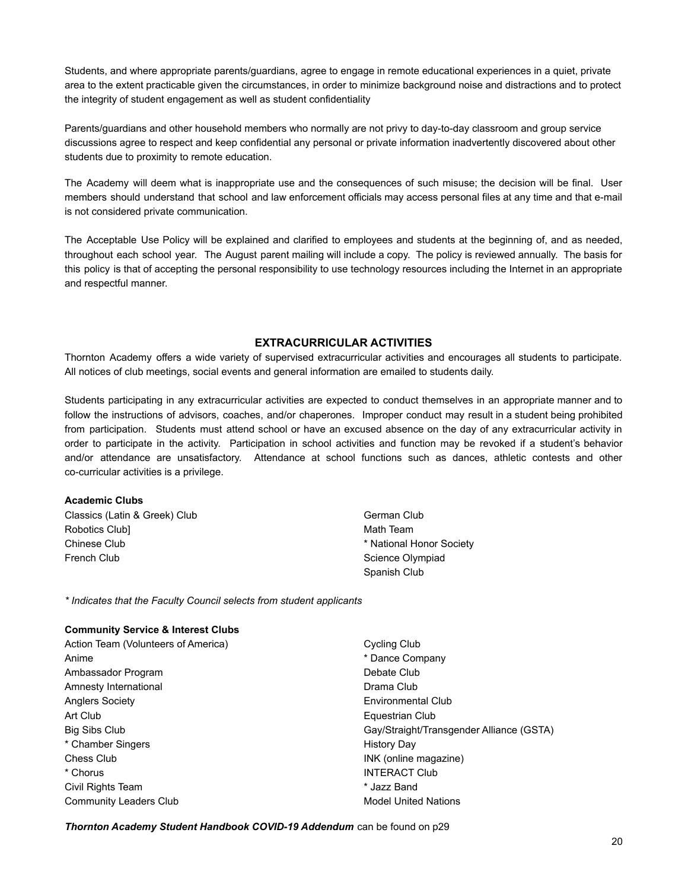Students, and where appropriate parents/guardians, agree to engage in remote educational experiences in a quiet, private area to the extent practicable given the circumstances, in order to minimize background noise and distractions and to protect the integrity of student engagement as well as student confidentiality

Parents/guardians and other household members who normally are not privy to day-to-day classroom and group service discussions agree to respect and keep confidential any personal or private information inadvertently discovered about other students due to proximity to remote education.

The Academy will deem what is inappropriate use and the consequences of such misuse; the decision will be final. User members should understand that school and law enforcement officials may access personal files at any time and that e-mail is not considered private communication.

The Acceptable Use Policy will be explained and clarified to employees and students at the beginning of, and as needed, throughout each school year. The August parent mailing will include a copy. The policy is reviewed annually. The basis for this policy is that of accepting the personal responsibility to use technology resources including the Internet in an appropriate and respectful manner.

## EXTRACURRICULAR ACTIVITIES

Thornton Academy offers a wide variety of supervised extracurricular activities and encourages all students to participate. All notices of club meetings, social events and general information are emailed to students daily.

Students participating in any extracurricular activities are expected to conduct themselves in an appropriate manner and to follow the instructions of advisors, coaches, and/or chaperones. Improper conduct may result in a student being prohibited from participation. Students must attend school or have an excused absence on the day of any extracurricular activity in order to participate in the activity. Participation in school activities and function may be revoked if a student's behavior and/or attendance are unsatisfactory. Attendance at school functions such as dances, athletic contests and other co-curricular activities is a privilege.

**Academic Clubs**

Classics (Latin & Greek) Club
Robotics Club]
Chinese Club
French Club
German Club
Math Team
* National Honor Society
Science Olympiad
Spanish Club

*\* Indicates that the Faculty Council selects from student applicants*

**Community Service & Interest Clubs**

Action Team (Volunteers of America)
Anime
Ambassador Program
Amnesty International
Anglers Society
Art Club
Big Sibs Club
* Chamber Singers
Chess Club
* Chorus
Civil Rights Team
Community Leaders Club
Cycling Club
* Dance Company
Debate Club
Drama Club
Environmental Club
Equestrian Club
Gay/Straight/Transgender Alliance (GSTA)
History Day
INK (online magazine)
INTERACT Club
* Jazz Band
Model United Nations

***Thornton Academy Student Handbook COVID-19 Addendum*** can be found on p29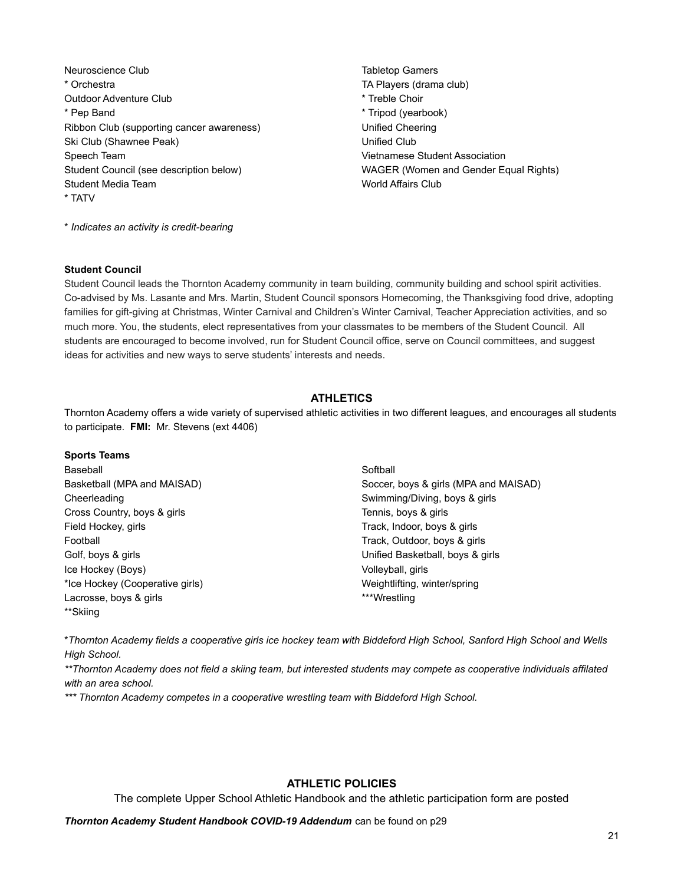Neuroscience Club
* Orchestra
Outdoor Adventure Club
* Pep Band
Ribbon Club (supporting cancer awareness)
Ski Club (Shawnee Peak)
Speech Team
Student Council (see description below)
Student Media Team
* TATV
Tabletop Gamers
TA Players (drama club)
* Treble Choir
* Tripod (yearbook)
Unified Cheering
Unified Club
Vietnamese Student Association
WAGER (Women and Gender Equal Rights)
World Affairs Club

* *Indicates an activity is credit-bearing*

**Student Council**

Student Council leads the Thornton Academy community in team building, community building and school spirit activities. Co-advised by Ms. Lasante and Mrs. Martin, Student Council sponsors Homecoming, the Thanksgiving food drive, adopting families for gift-giving at Christmas, Winter Carnival and Children's Winter Carnival, Teacher Appreciation activities, and so much more. You, the students, elect representatives from your classmates to be members of the Student Council. All students are encouraged to become involved, run for Student Council office, serve on Council committees, and suggest ideas for activities and new ways to serve students' interests and needs.

## ATHLETICS

Thornton Academy offers a wide variety of supervised athletic activities in two different leagues, and encourages all students to participate. **FMI:** Mr. Stevens (ext 4406)

**Sports Teams**

Baseball
Basketball (MPA and MAISAD)
Cheerleading
Cross Country, boys & girls
Field Hockey, girls
Football
Golf, boys & girls
Ice Hockey (Boys)
*Ice Hockey (Cooperative girls)
Lacrosse, boys & girls
**Skiing
Softball
Soccer, boys & girls (MPA and MAISAD)
Swimming/Diving, boys & girls
Tennis, boys & girls
Track, Indoor, boys & girls
Track, Outdoor, boys & girls
Unified Basketball, boys & girls
Volleyball, girls
Weightlifting, winter/spring
***Wrestling

**Thornton Academy fields a cooperative girls ice hockey team with Biddeford High School, Sanford High School and Wells High School.*

***Thornton Academy does not field a skiing team, but interested students may compete as cooperative individuals affilated with an area school.*

**** Thornton Academy competes in a cooperative wrestling team with Biddeford High School.*

## ATHLETIC POLICIES

The complete Upper School Athletic Handbook and the athletic participation form are posted

***Thornton Academy Student Handbook COVID-19 Addendum*** can be found on p29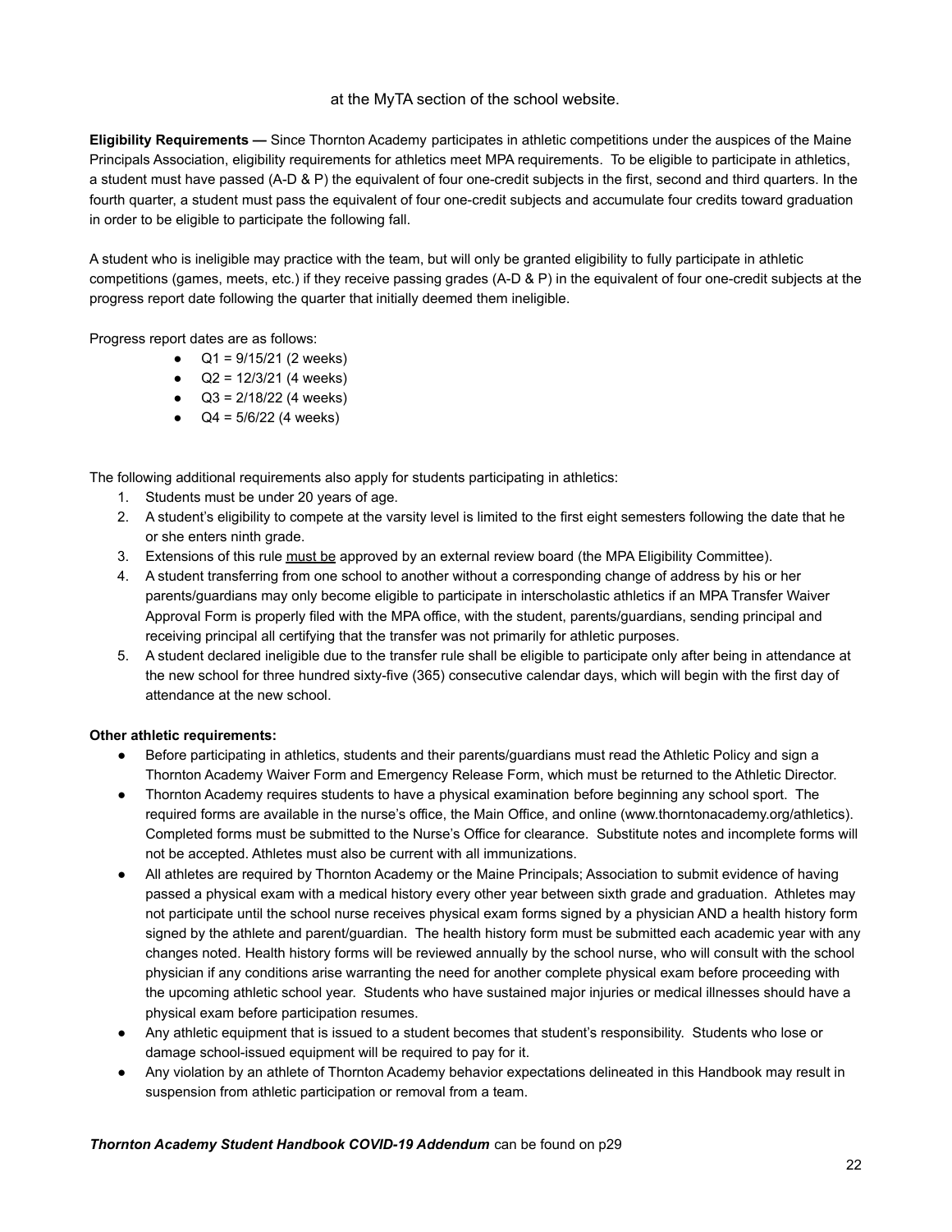at the MyTA section of the school website.

**Eligibility Requirements —** Since Thornton Academy participates in athletic competitions under the auspices of the Maine Principals Association, eligibility requirements for athletics meet MPA requirements. To be eligible to participate in athletics, a student must have passed (A-D & P) the equivalent of four one-credit subjects in the first, second and third quarters. In the fourth quarter, a student must pass the equivalent of four one-credit subjects and accumulate four credits toward graduation in order to be eligible to participate the following fall.

A student who is ineligible may practice with the team, but will only be granted eligibility to fully participate in athletic competitions (games, meets, etc.) if they receive passing grades (A-D & P) in the equivalent of four one-credit subjects at the progress report date following the quarter that initially deemed them ineligible.

Progress report dates are as follows:

- Q1 = 9/15/21 (2 weeks)
- Q2 = 12/3/21 (4 weeks)
- Q3 = 2/18/22 (4 weeks)
- Q4 = 5/6/22 (4 weeks)

The following additional requirements also apply for students participating in athletics:

1. Students must be under 20 years of age.
2. A student's eligibility to compete at the varsity level is limited to the first eight semesters following the date that he or she enters ninth grade.
3. Extensions of this rule must be approved by an external review board (the MPA Eligibility Committee).
4. A student transferring from one school to another without a corresponding change of address by his or her parents/guardians may only become eligible to participate in interscholastic athletics if an MPA Transfer Waiver Approval Form is properly filed with the MPA office, with the student, parents/guardians, sending principal and receiving principal all certifying that the transfer was not primarily for athletic purposes.
5. A student declared ineligible due to the transfer rule shall be eligible to participate only after being in attendance at the new school for three hundred sixty-five (365) consecutive calendar days, which will begin with the first day of attendance at the new school.

**Other athletic requirements:**

- Before participating in athletics, students and their parents/guardians must read the Athletic Policy and sign a Thornton Academy Waiver Form and Emergency Release Form, which must be returned to the Athletic Director.
- Thornton Academy requires students to have a physical examination before beginning any school sport. The required forms are available in the nurse's office, the Main Office, and online (www.thorntonacademy.org/athletics). Completed forms must be submitted to the Nurse's Office for clearance. Substitute notes and incomplete forms will not be accepted. Athletes must also be current with all immunizations.
- All athletes are required by Thornton Academy or the Maine Principals; Association to submit evidence of having passed a physical exam with a medical history every other year between sixth grade and graduation. Athletes may not participate until the school nurse receives physical exam forms signed by a physician AND a health history form signed by the athlete and parent/guardian. The health history form must be submitted each academic year with any changes noted. Health history forms will be reviewed annually by the school nurse, who will consult with the school physician if any conditions arise warranting the need for another complete physical exam before proceeding with the upcoming athletic school year. Students who have sustained major injuries or medical illnesses should have a physical exam before participation resumes.
- Any athletic equipment that is issued to a student becomes that student's responsibility. Students who lose or damage school-issued equipment will be required to pay for it.
- Any violation by an athlete of Thornton Academy behavior expectations delineated in this Handbook may result in suspension from athletic participation or removal from a team.

***Thornton Academy Student Handbook COVID-19 Addendum*** can be found on p29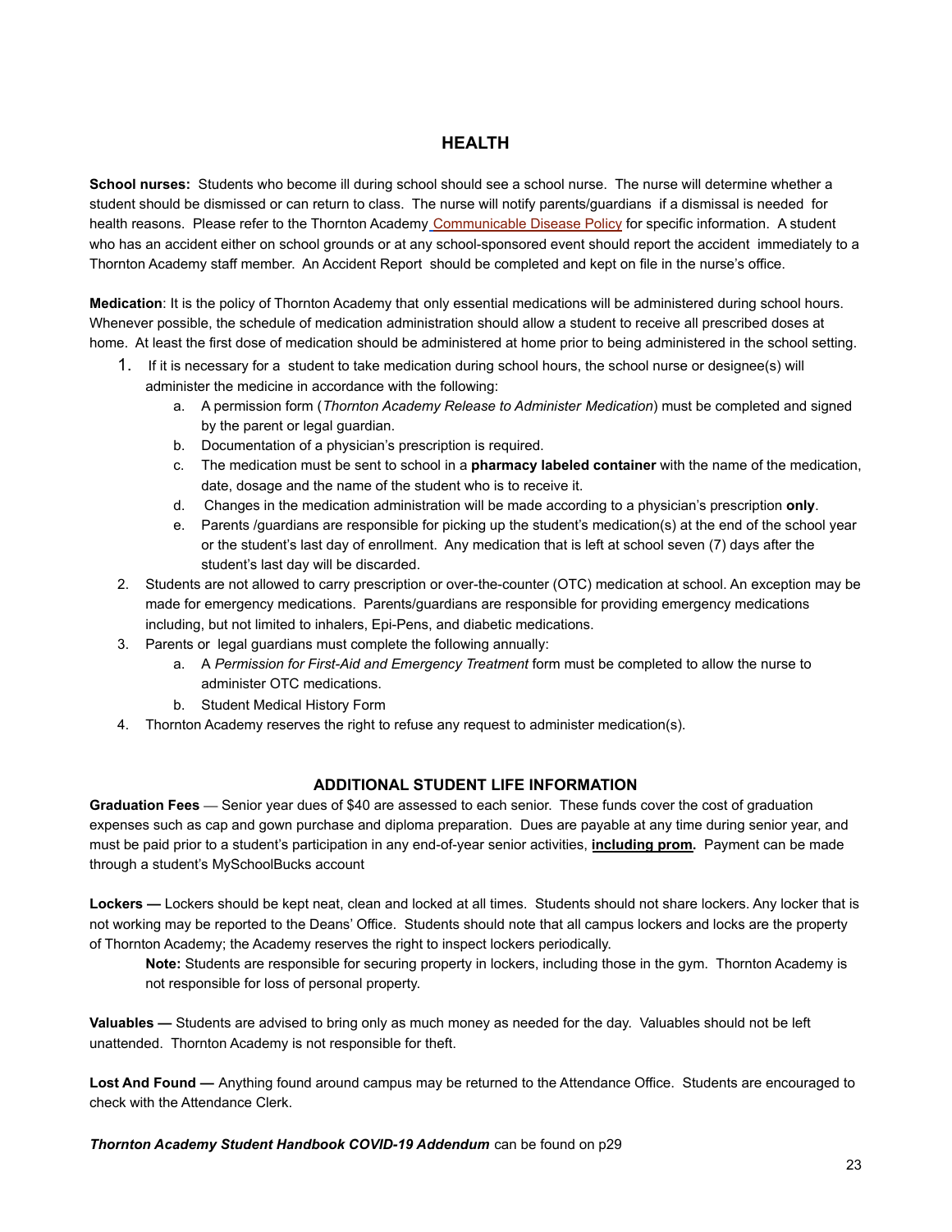## HEALTH

**School nurses:** Students who become ill during school should see a school nurse. The nurse will determine whether a student should be dismissed or can return to class. The nurse will notify parents/guardians if a dismissal is needed for health reasons. Please refer to the Thornton Academy Communicable Disease Policy for specific information. A student who has an accident either on school grounds or at any school-sponsored event should report the accident immediately to a Thornton Academy staff member. An Accident Report should be completed and kept on file in the nurse's office.

**Medication**: It is the policy of Thornton Academy that only essential medications will be administered during school hours. Whenever possible, the schedule of medication administration should allow a student to receive all prescribed doses at home. At least the first dose of medication should be administered at home prior to being administered in the school setting.

1. If it is necessary for a student to take medication during school hours, the school nurse or designee(s) will administer the medicine in accordance with the following:
    a. A permission form (*Thornton Academy Release to Administer Medication*) must be completed and signed by the parent or legal guardian.
    b. Documentation of a physician's prescription is required.
    c. The medication must be sent to school in a **pharmacy labeled container** with the name of the medication, date, dosage and the name of the student who is to receive it.
    d. Changes in the medication administration will be made according to a physician's prescription **only**.
    e. Parents /guardians are responsible for picking up the student's medication(s) at the end of the school year or the student's last day of enrollment. Any medication that is left at school seven (7) days after the student's last day will be discarded.
2. Students are not allowed to carry prescription or over-the-counter (OTC) medication at school. An exception may be made for emergency medications. Parents/guardians are responsible for providing emergency medications including, but not limited to inhalers, Epi-Pens, and diabetic medications.
3. Parents or legal guardians must complete the following annually:
    a. A *Permission for First-Aid and Emergency Treatment* form must be completed to allow the nurse to administer OTC medications.
    b. Student Medical History Form
4. Thornton Academy reserves the right to refuse any request to administer medication(s).

## ADDITIONAL STUDENT LIFE INFORMATION

**Graduation Fees** — Senior year dues of $40 are assessed to each senior. These funds cover the cost of graduation expenses such as cap and gown purchase and diploma preparation. Dues are payable at any time during senior year, and must be paid prior to a student's participation in any end-of-year senior activities, **including prom.** Payment can be made through a student's MySchoolBucks account

**Lockers —** Lockers should be kept neat, clean and locked at all times. Students should not share lockers. Any locker that is not working may be reported to the Deans' Office. Students should note that all campus lockers and locks are the property of Thornton Academy; the Academy reserves the right to inspect lockers periodically.

> **Note:** Students are responsible for securing property in lockers, including those in the gym. Thornton Academy is not responsible for loss of personal property.

**Valuables —** Students are advised to bring only as much money as needed for the day. Valuables should not be left unattended. Thornton Academy is not responsible for theft.

**Lost And Found —** Anything found around campus may be returned to the Attendance Office. Students are encouraged to check with the Attendance Clerk.

***Thornton Academy Student Handbook COVID-19 Addendum*** can be found on p29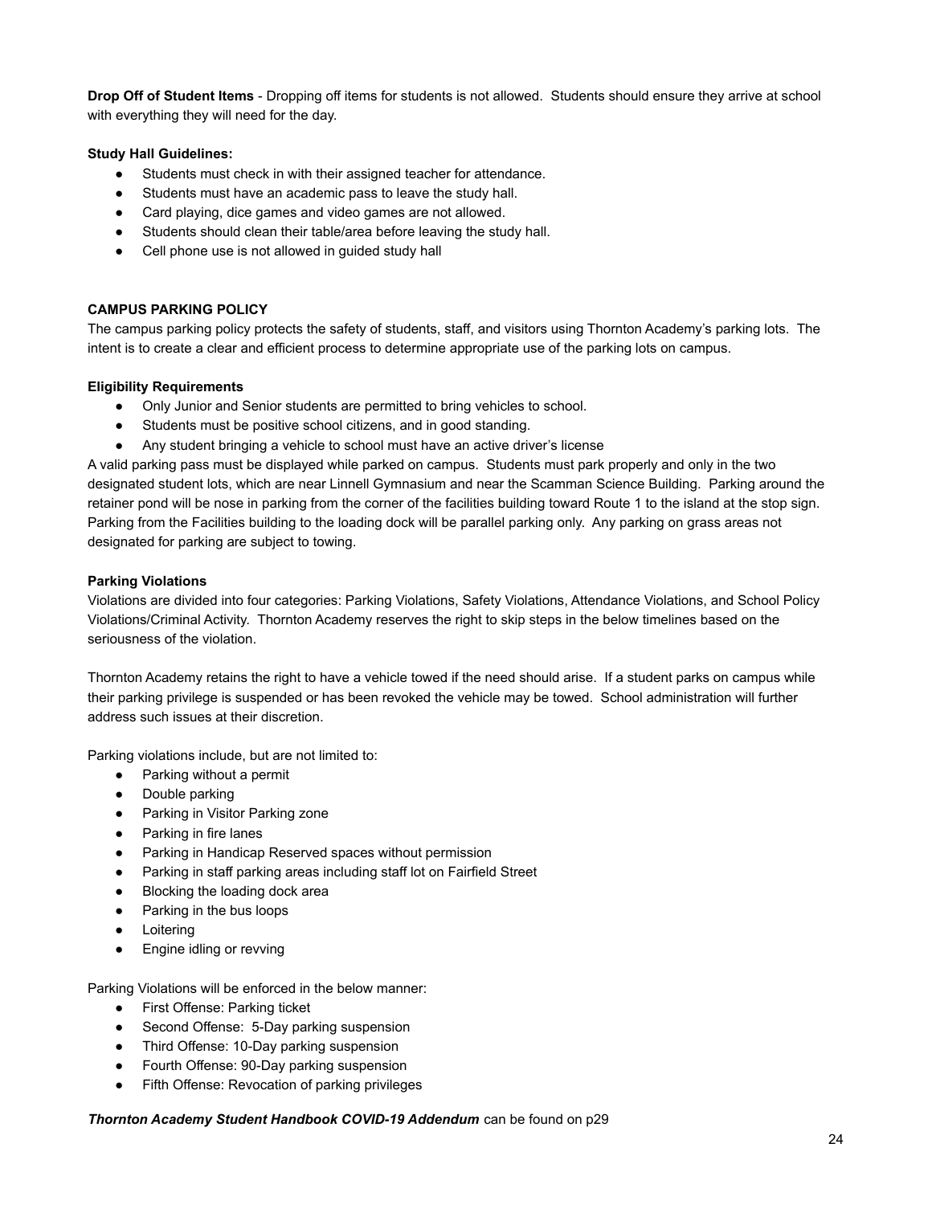**Drop Off of Student Items** - Dropping off items for students is not allowed. Students should ensure they arrive at school with everything they will need for the day.

**Study Hall Guidelines:**

- Students must check in with their assigned teacher for attendance.
- Students must have an academic pass to leave the study hall.
- Card playing, dice games and video games are not allowed.
- Students should clean their table/area before leaving the study hall.
- Cell phone use is not allowed in guided study hall

**CAMPUS PARKING POLICY**

The campus parking policy protects the safety of students, staff, and visitors using Thornton Academy's parking lots. The intent is to create a clear and efficient process to determine appropriate use of the parking lots on campus.

**Eligibility Requirements**

- Only Junior and Senior students are permitted to bring vehicles to school.
- Students must be positive school citizens, and in good standing.
- Any student bringing a vehicle to school must have an active driver's license

A valid parking pass must be displayed while parked on campus. Students must park properly and only in the two designated student lots, which are near Linnell Gymnasium and near the Scamman Science Building. Parking around the retainer pond will be nose in parking from the corner of the facilities building toward Route 1 to the island at the stop sign. Parking from the Facilities building to the loading dock will be parallel parking only. Any parking on grass areas not designated for parking are subject to towing.

**Parking Violations**

Violations are divided into four categories: Parking Violations, Safety Violations, Attendance Violations, and School Policy Violations/Criminal Activity. Thornton Academy reserves the right to skip steps in the below timelines based on the seriousness of the violation.

Thornton Academy retains the right to have a vehicle towed if the need should arise. If a student parks on campus while their parking privilege is suspended or has been revoked the vehicle may be towed. School administration will further address such issues at their discretion.

Parking violations include, but are not limited to:

- Parking without a permit
- Double parking
- Parking in Visitor Parking zone
- Parking in fire lanes
- Parking in Handicap Reserved spaces without permission
- Parking in staff parking areas including staff lot on Fairfield Street
- Blocking the loading dock area
- Parking in the bus loops
- Loitering
- Engine idling or revving

Parking Violations will be enforced in the below manner:

- First Offense: Parking ticket
- Second Offense: 5-Day parking suspension
- Third Offense: 10-Day parking suspension
- Fourth Offense: 90-Day parking suspension
- Fifth Offense: Revocation of parking privileges

***Thornton Academy Student Handbook COVID-19 Addendum*** can be found on p29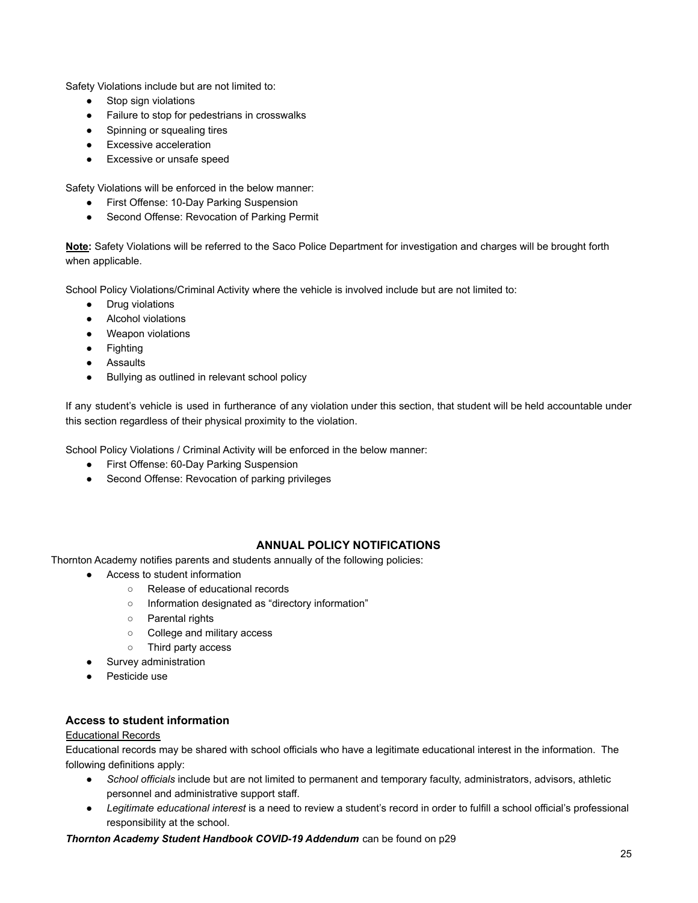Safety Violations include but are not limited to:

- Stop sign violations
- Failure to stop for pedestrians in crosswalks
- Spinning or squealing tires
- Excessive acceleration
- Excessive or unsafe speed

Safety Violations will be enforced in the below manner:

- First Offense: 10-Day Parking Suspension
- Second Offense: Revocation of Parking Permit

**Note:** Safety Violations will be referred to the Saco Police Department for investigation and charges will be brought forth when applicable.

School Policy Violations/Criminal Activity where the vehicle is involved include but are not limited to:

- Drug violations
- Alcohol violations
- Weapon violations
- Fighting
- Assaults
- Bullying as outlined in relevant school policy

If any student's vehicle is used in furtherance of any violation under this section, that student will be held accountable under this section regardless of their physical proximity to the violation.

School Policy Violations / Criminal Activity will be enforced in the below manner:

- First Offense: 60-Day Parking Suspension
- Second Offense: Revocation of parking privileges

## ANNUAL POLICY NOTIFICATIONS

Thornton Academy notifies parents and students annually of the following policies:

- Access to student information
  - Release of educational records
  - Information designated as "directory information"
  - Parental rights
  - College and military access
  - Third party access
- Survey administration
- Pesticide use

### Access to student information

Educational Records

Educational records may be shared with school officials who have a legitimate educational interest in the information. The following definitions apply:

- *School officials* include but are not limited to permanent and temporary faculty, administrators, advisors, athletic personnel and administrative support staff.
- *Legitimate educational interest* is a need to review a student's record in order to fulfill a school official's professional responsibility at the school.

***Thornton Academy Student Handbook COVID-19 Addendum*** can be found on p29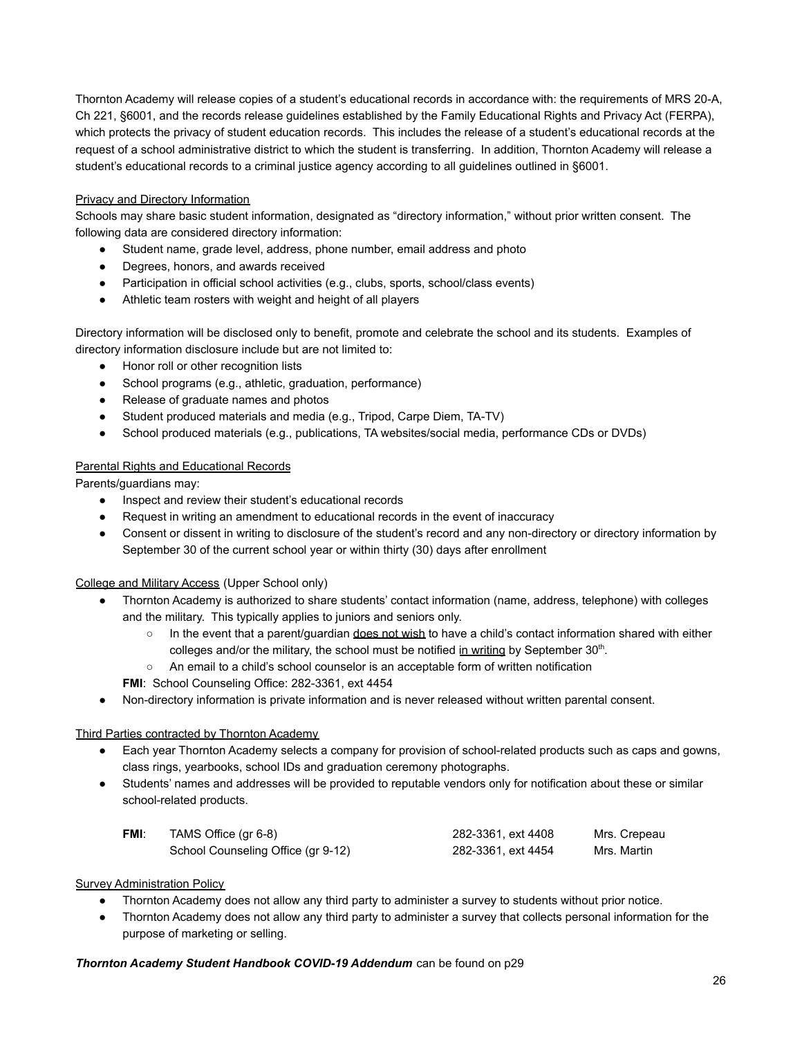Thornton Academy will release copies of a student's educational records in accordance with: the requirements of MRS 20-A, Ch 221, §6001, and the records release guidelines established by the Family Educational Rights and Privacy Act (FERPA), which protects the privacy of student education records. This includes the release of a student's educational records at the request of a school administrative district to which the student is transferring. In addition, Thornton Academy will release a student's educational records to a criminal justice agency according to all guidelines outlined in §6001.

<u>Privacy and Directory Information</u>

Schools may share basic student information, designated as "directory information," without prior written consent. The following data are considered directory information:

- Student name, grade level, address, phone number, email address and photo
- Degrees, honors, and awards received
- Participation in official school activities (e.g., clubs, sports, school/class events)
- Athletic team rosters with weight and height of all players

Directory information will be disclosed only to benefit, promote and celebrate the school and its students. Examples of directory information disclosure include but are not limited to:

- Honor roll or other recognition lists
- School programs (e.g., athletic, graduation, performance)
- Release of graduate names and photos
- Student produced materials and media (e.g., Tripod, Carpe Diem, TA-TV)
- School produced materials (e.g., publications, TA websites/social media, performance CDs or DVDs)

<u>Parental Rights and Educational Records</u>

Parents/guardians may:

- Inspect and review their student's educational records
- Request in writing an amendment to educational records in the event of inaccuracy
- Consent or dissent in writing to disclosure of the student's record and any non-directory or directory information by September 30 of the current school year or within thirty (30) days after enrollment

<u>College and Military Access</u> (Upper School only)

- Thornton Academy is authorized to share students' contact information (name, address, telephone) with colleges and the military. This typically applies to juniors and seniors only.
  - In the event that a parent/guardian <u>does not wish</u> to have a child's contact information shared with either colleges and/or the military, the school must be notified <u>in writing</u> by September 30th.
  - An email to a child's school counselor is an acceptable form of written notification

  **FMI**: School Counseling Office: 282-3361, ext 4454
- Non-directory information is private information and is never released without written parental consent.

<u>Third Parties contracted by Thornton Academy</u>

- Each year Thornton Academy selects a company for provision of school-related products such as caps and gowns, class rings, yearbooks, school IDs and graduation ceremony photographs.
- Students' names and addresses will be provided to reputable vendors only for notification about these or similar school-related products.

| **FMI**: | TAMS Office (gr 6-8) | 282-3361, ext 4408 | Mrs. Crepeau |
|---|---|---|---|
| | School Counseling Office (gr 9-12) | 282-3361, ext 4454 | Mrs. Martin |

<u>Survey Administration Policy</u>

- Thornton Academy does not allow any third party to administer a survey to students without prior notice.
- Thornton Academy does not allow any third party to administer a survey that collects personal information for the purpose of marketing or selling.

***Thornton Academy Student Handbook COVID-19 Addendum*** can be found on p29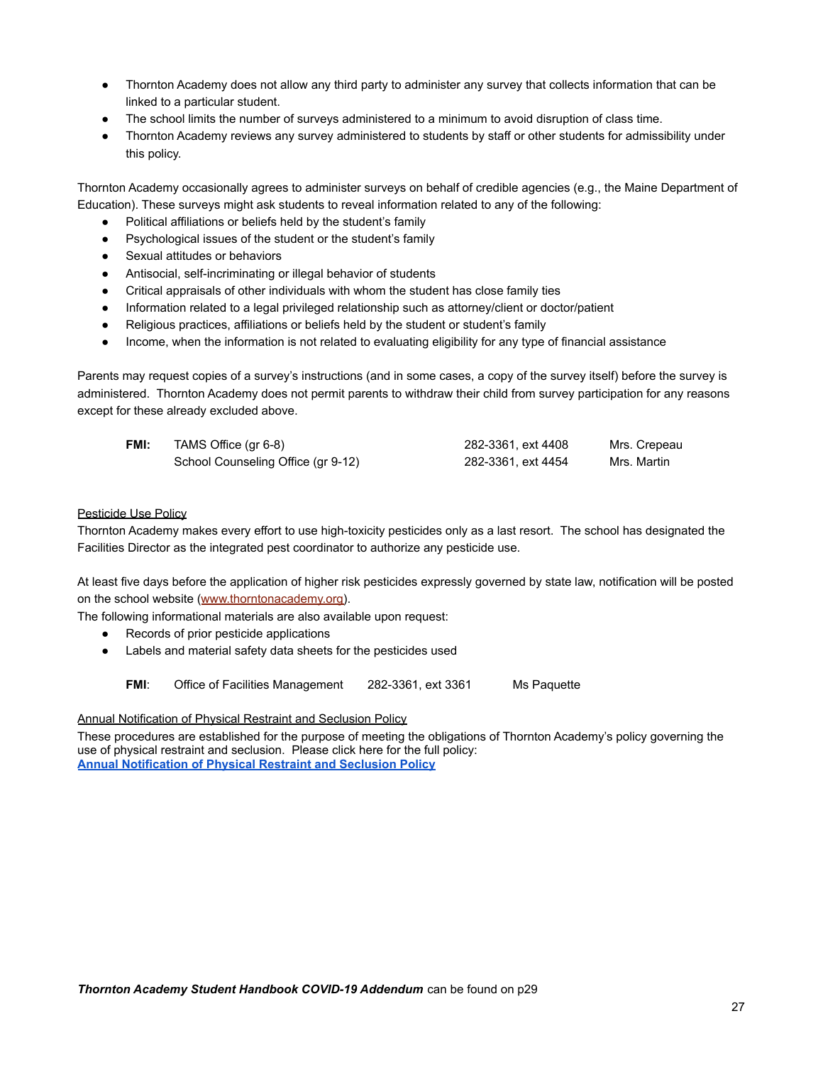- Thornton Academy does not allow any third party to administer any survey that collects information that can be linked to a particular student.
- The school limits the number of surveys administered to a minimum to avoid disruption of class time.
- Thornton Academy reviews any survey administered to students by staff or other students for admissibility under this policy.

Thornton Academy occasionally agrees to administer surveys on behalf of credible agencies (e.g., the Maine Department of Education). These surveys might ask students to reveal information related to any of the following:

- Political affiliations or beliefs held by the student's family
- Psychological issues of the student or the student's family
- Sexual attitudes or behaviors
- Antisocial, self-incriminating or illegal behavior of students
- Critical appraisals of other individuals with whom the student has close family ties
- Information related to a legal privileged relationship such as attorney/client or doctor/patient
- Religious practices, affiliations or beliefs held by the student or student's family
- Income, when the information is not related to evaluating eligibility for any type of financial assistance

Parents may request copies of a survey's instructions (and in some cases, a copy of the survey itself) before the survey is administered. Thornton Academy does not permit parents to withdraw their child from survey participation for any reasons except for these already excluded above.

| **FMI:** | TAMS Office (gr 6-8) | 282-3361, ext 4408 | Mrs. Crepeau |
|---|---|---|---|
| | School Counseling Office (gr 9-12) | 282-3361, ext 4454 | Mrs. Martin |

<u>Pesticide Use Policy</u>

Thornton Academy makes every effort to use high-toxicity pesticides only as a last resort. The school has designated the Facilities Director as the integrated pest coordinator to authorize any pesticide use.

At least five days before the application of higher risk pesticides expressly governed by state law, notification will be posted on the school website (www.thorntonacademy.org).

The following informational materials are also available upon request:

- Records of prior pesticide applications
- Labels and material safety data sheets for the pesticides used

**FMI**: Office of Facilities Management 282-3361, ext 3361 Ms Paquette

<u>Annual Notification of Physical Restraint and Seclusion Policy</u>

These procedures are established for the purpose of meeting the obligations of Thornton Academy's policy governing the use of physical restraint and seclusion. Please click here for the full policy:

**Annual Notification of Physical Restraint and Seclusion Policy**

***Thornton Academy Student Handbook COVID-19 Addendum*** can be found on p29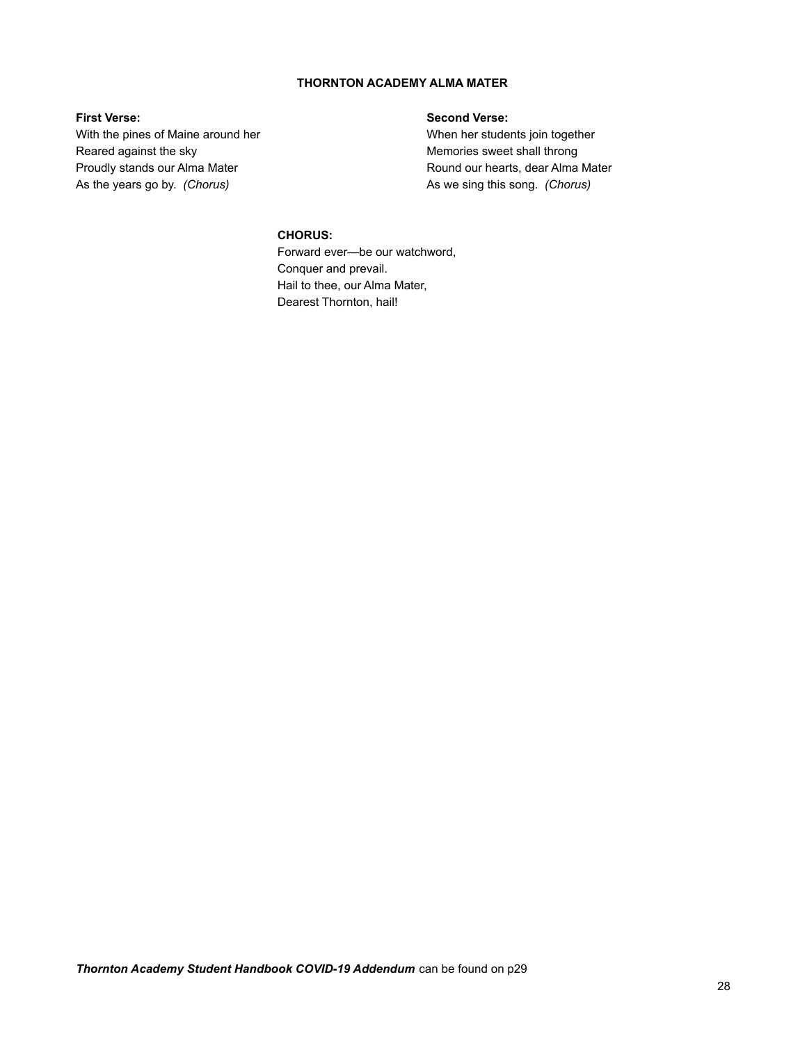## THORNTON ACADEMY ALMA MATER

**First Verse:**
With the pines of Maine around her
Reared against the sky
Proudly stands our Alma Mater
As the years go by. *(Chorus)*

**Second Verse:**
When her students join together
Memories sweet shall throng
Round our hearts, dear Alma Mater
As we sing this song. *(Chorus)*

**CHORUS:**
Forward ever—be our watchword,
Conquer and prevail.
Hail to thee, our Alma Mater,
Dearest Thornton, hail!

***Thornton Academy Student Handbook COVID-19 Addendum*** can be found on p29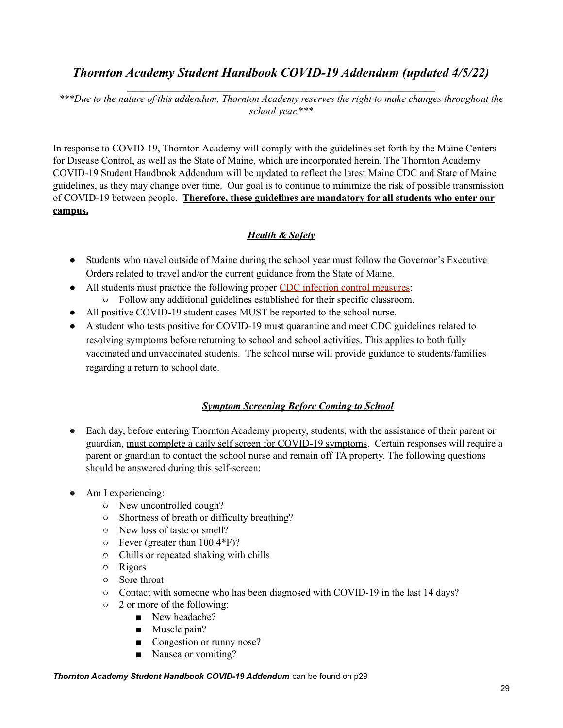## *Thornton Academy Student Handbook COVID-19 Addendum (updated 4/5/22)*

****Due to the nature of this addendum, Thornton Academy reserves the right to make changes throughout the school year.****

In response to COVID-19, Thornton Academy will comply with the guidelines set forth by the Maine Centers for Disease Control, as well as the State of Maine, which are incorporated herein. The Thornton Academy COVID-19 Student Handbook Addendum will be updated to reflect the latest Maine CDC and State of Maine guidelines, as they may change over time. Our goal is to continue to minimize the risk of possible transmission of COVID-19 between people. **<u>Therefore, these guidelines are mandatory for all students who enter our campus.</u>**

### ***<u>Health & Safety</u>***

- Students who travel outside of Maine during the school year must follow the Governor's Executive Orders related to travel and/or the current guidance from the State of Maine.
- All students must practice the following proper CDC infection control measures:
  - Follow any additional guidelines established for their specific classroom.
- All positive COVID-19 student cases MUST be reported to the school nurse.
- A student who tests positive for COVID-19 must quarantine and meet CDC guidelines related to resolving symptoms before returning to school and school activities. This applies to both fully vaccinated and unvaccinated students. The school nurse will provide guidance to students/families regarding a return to school date.

### ***<u>Symptom Screening Before Coming to School</u>***

- Each day, before entering Thornton Academy property, students, with the assistance of their parent or guardian, <u>must complete a daily self screen for COVID-19 symptoms</u>. Certain responses will require a parent or guardian to contact the school nurse and remain off TA property. The following questions should be answered during this self-screen:
- Am I experiencing:
  - New uncontrolled cough?
  - Shortness of breath or difficulty breathing?
  - New loss of taste or smell?
  - Fever (greater than 100.4*F)?
  - Chills or repeated shaking with chills
  - Rigors
  - Sore throat
  - Contact with someone who has been diagnosed with COVID-19 in the last 14 days?
  - 2 or more of the following:
    - New headache?
    - Muscle pain?
    - Congestion or runny nose?
    - Nausea or vomiting?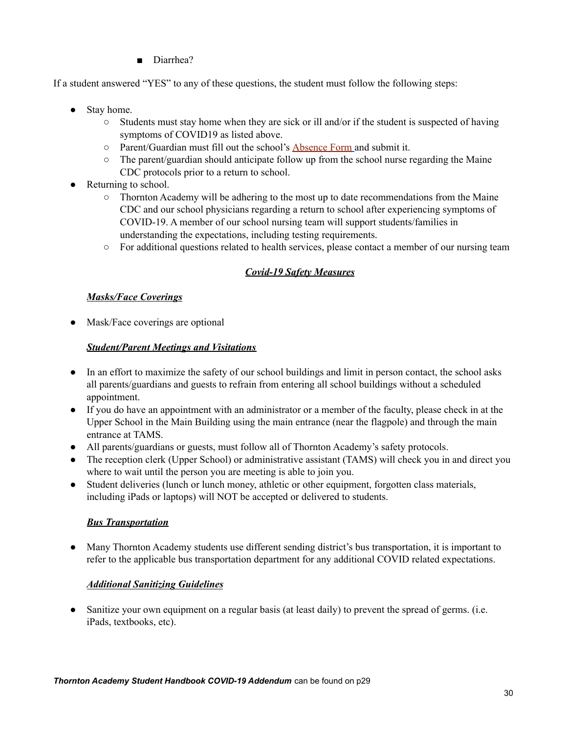- Diarrhea?

If a student answered "YES" to any of these questions, the student must follow the following steps:

- Stay home.
  - Students must stay home when they are sick or ill and/or if the student is suspected of having symptoms of COVID19 as listed above.
  - Parent/Guardian must fill out the school's Absence Form and submit it.
  - The parent/guardian should anticipate follow up from the school nurse regarding the Maine CDC protocols prior to a return to school.
- Returning to school.
  - Thornton Academy will be adhering to the most up to date recommendations from the Maine CDC and our school physicians regarding a return to school after experiencing symptoms of COVID-19. A member of our school nursing team will support students/families in understanding the expectations, including testing requirements.
  - For additional questions related to health services, please contact a member of our nursing team

## ***Covid-19 Safety Measures***

### ***Masks/Face Coverings***

- Mask/Face coverings are optional

### ***Student/Parent Meetings and Visitations***

- In an effort to maximize the safety of our school buildings and limit in person contact, the school asks all parents/guardians and guests to refrain from entering all school buildings without a scheduled appointment.
- If you do have an appointment with an administrator or a member of the faculty, please check in at the Upper School in the Main Building using the main entrance (near the flagpole) and through the main entrance at TAMS.
- All parents/guardians or guests, must follow all of Thornton Academy's safety protocols.
- The reception clerk (Upper School) or administrative assistant (TAMS) will check you in and direct you where to wait until the person you are meeting is able to join you.
- Student deliveries (lunch or lunch money, athletic or other equipment, forgotten class materials, including iPads or laptops) will NOT be accepted or delivered to students.

### ***Bus Transportation***

- Many Thornton Academy students use different sending district's bus transportation, it is important to refer to the applicable bus transportation department for any additional COVID related expectations.

### ***Additional Sanitizing Guidelines***

- Sanitize your own equipment on a regular basis (at least daily) to prevent the spread of germs. (i.e. iPads, textbooks, etc).